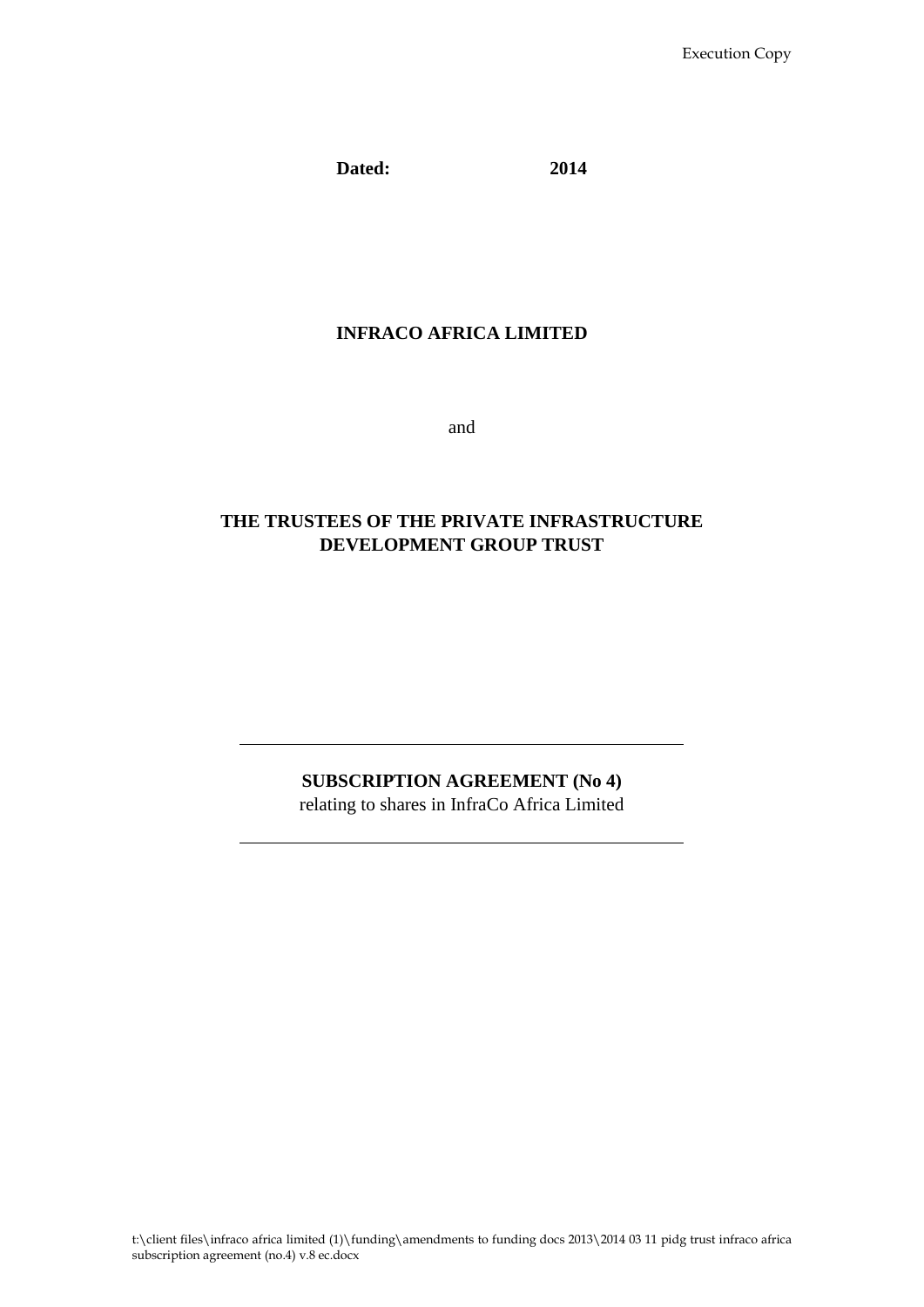Execution Copy

**Dated: 2014**

**INFRACO AFRICA LIMITED**

and

**THE TRUSTEES OF THE PRIVATE INFRASTRUCTURE DEVELOPMENT GROUP TRUST**

---

**SUBSCRIPTION AGREEMENT (No 4)**

relating to shares in InfraCo Africa Limited

---

t:\client files\infraco africa limited (1)\funding\amendments to funding docs 2013\2014 03 11 pidg trust infraco africa subscription agreement (no.4) v.8 ec.docx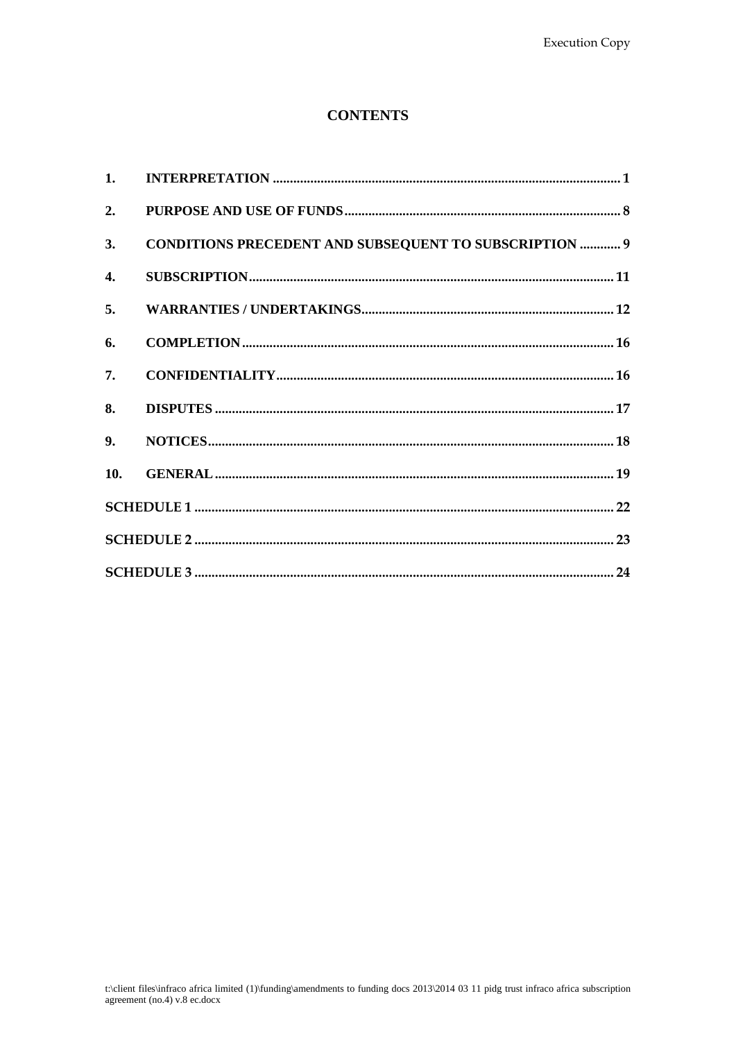# CONTENTS

| | | |
|---|---|---|
| 1. | INTERPRETATION | 1 |
| 2. | PURPOSE AND USE OF FUNDS | 8 |
| 3. | CONDITIONS PRECEDENT AND SUBSEQUENT TO SUBSCRIPTION | 9 |
| 4. | SUBSCRIPTION | 11 |
| 5. | WARRANTIES / UNDERTAKINGS | 12 |
| 6. | COMPLETION | 16 |
| 7. | CONFIDENTIALITY | 16 |
| 8. | DISPUTES | 17 |
| 9. | NOTICES | 18 |
| 10. | GENERAL | 19 |
| SCHEDULE 1 | | 22 |
| SCHEDULE 2 | | 23 |
| SCHEDULE 3 | | 24 |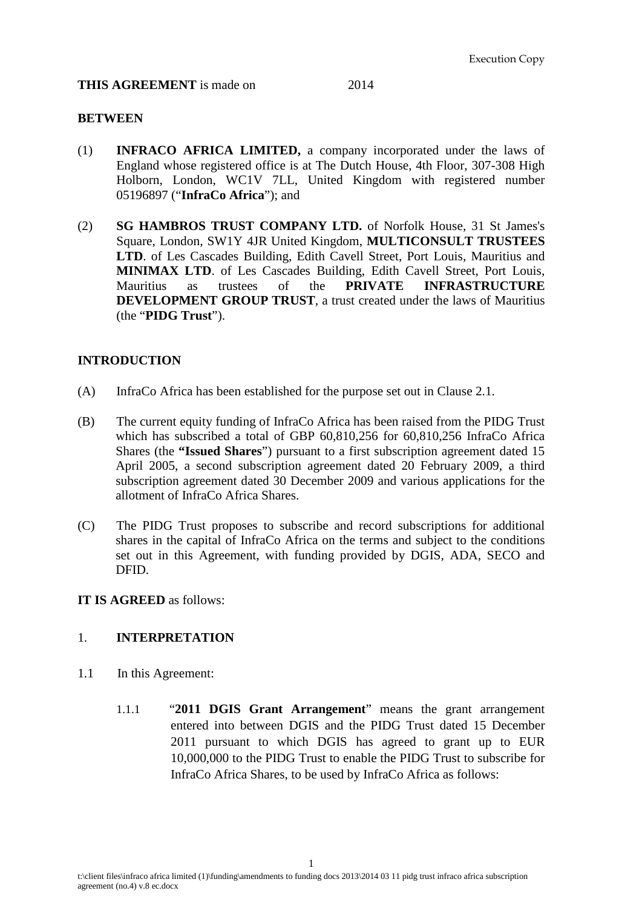Execution Copy

**THIS AGREEMENT** is made on 2014

**BETWEEN**

(1) **INFRACO AFRICA LIMITED,** a company incorporated under the laws of England whose registered office is at The Dutch House, 4th Floor, 307-308 High Holborn, London, WC1V 7LL, United Kingdom with registered number 05196897 ("**InfraCo Africa**"); and

(2) **SG HAMBROS TRUST COMPANY LTD.** of Norfolk House, 31 St James's Square, London, SW1Y 4JR United Kingdom, **MULTICONSULT TRUSTEES LTD**. of Les Cascades Building, Edith Cavell Street, Port Louis, Mauritius and **MINIMAX LTD**. of Les Cascades Building, Edith Cavell Street, Port Louis, Mauritius as trustees of the **PRIVATE INFRASTRUCTURE DEVELOPMENT GROUP TRUST**, a trust created under the laws of Mauritius (the "**PIDG Trust**").

**INTRODUCTION**

(A) InfraCo Africa has been established for the purpose set out in Clause 2.1.

(B) The current equity funding of InfraCo Africa has been raised from the PIDG Trust which has subscribed a total of GBP 60,810,256 for 60,810,256 InfraCo Africa Shares (the **"Issued Shares**") pursuant to a first subscription agreement dated 15 April 2005, a second subscription agreement dated 20 February 2009, a third subscription agreement dated 30 December 2009 and various applications for the allotment of InfraCo Africa Shares.

(C) The PIDG Trust proposes to subscribe and record subscriptions for additional shares in the capital of InfraCo Africa on the terms and subject to the conditions set out in this Agreement, with funding provided by DGIS, ADA, SECO and DFID.

**IT IS AGREED** as follows:

## 1. INTERPRETATION

1.1 In this Agreement:

1.1.1 "**2011 DGIS Grant Arrangement**" means the grant arrangement entered into between DGIS and the PIDG Trust dated 15 December 2011 pursuant to which DGIS has agreed to grant up to EUR 10,000,000 to the PIDG Trust to enable the PIDG Trust to subscribe for InfraCo Africa Shares, to be used by InfraCo Africa as follows: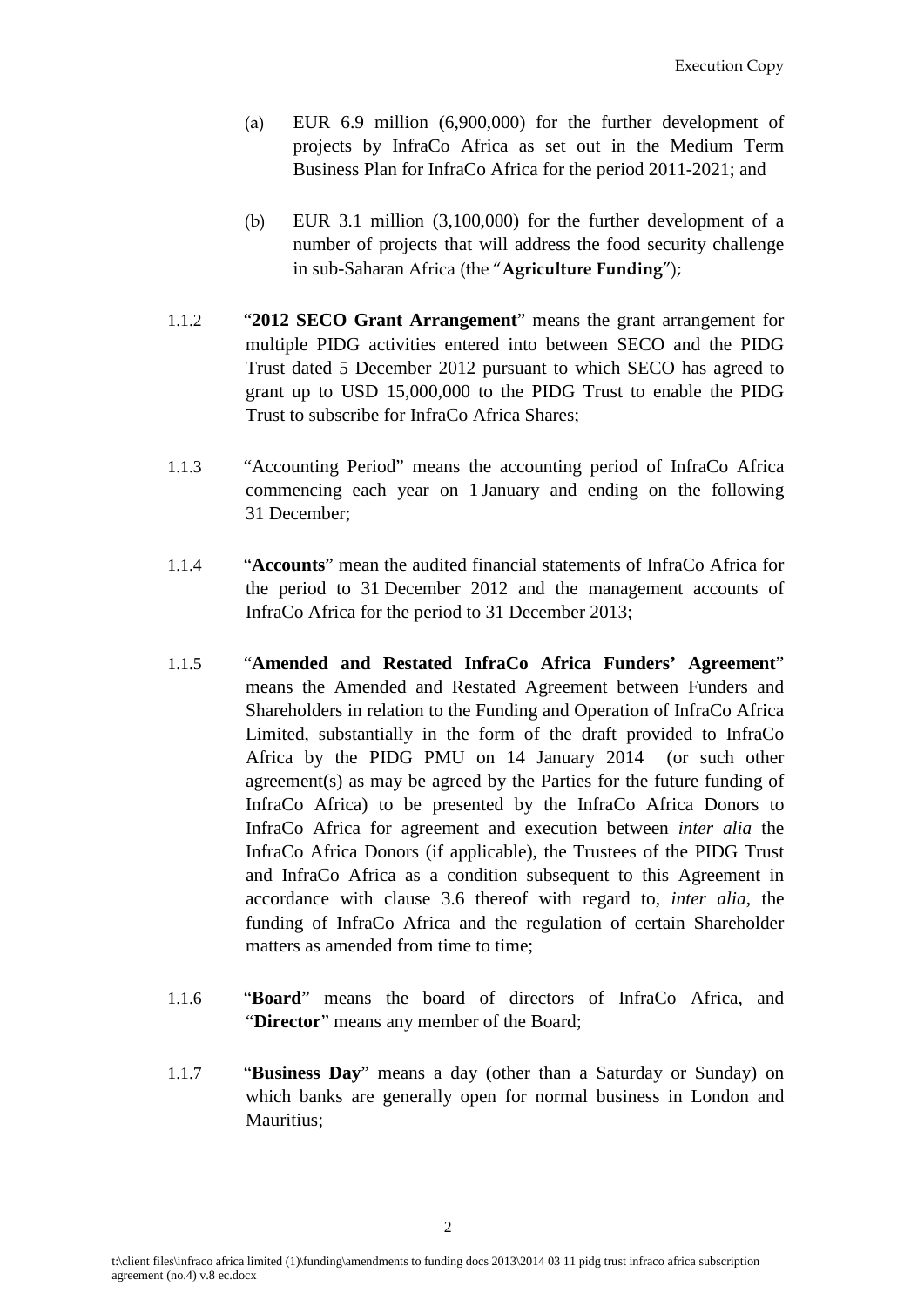(a) EUR 6.9 million (6,900,000) for the further development of projects by InfraCo Africa as set out in the Medium Term Business Plan for InfraCo Africa for the period 2011-2021; and

(b) EUR 3.1 million (3,100,000) for the further development of a number of projects that will address the food security challenge in sub-Saharan Africa (the "**Agriculture Funding**");

1.1.2 "**2012 SECO Grant Arrangement**" means the grant arrangement for multiple PIDG activities entered into between SECO and the PIDG Trust dated 5 December 2012 pursuant to which SECO has agreed to grant up to USD 15,000,000 to the PIDG Trust to enable the PIDG Trust to subscribe for InfraCo Africa Shares;

1.1.3 "Accounting Period" means the accounting period of InfraCo Africa commencing each year on 1 January and ending on the following 31 December;

1.1.4 "**Accounts**" mean the audited financial statements of InfraCo Africa for the period to 31 December 2012 and the management accounts of InfraCo Africa for the period to 31 December 2013;

1.1.5 "**Amended and Restated InfraCo Africa Funders' Agreement**" means the Amended and Restated Agreement between Funders and Shareholders in relation to the Funding and Operation of InfraCo Africa Limited, substantially in the form of the draft provided to InfraCo Africa by the PIDG PMU on 14 January 2014 (or such other agreement(s) as may be agreed by the Parties for the future funding of InfraCo Africa) to be presented by the InfraCo Africa Donors to InfraCo Africa for agreement and execution between *inter alia* the InfraCo Africa Donors (if applicable), the Trustees of the PIDG Trust and InfraCo Africa as a condition subsequent to this Agreement in accordance with clause 3.6 thereof with regard to, *inter alia*, the funding of InfraCo Africa and the regulation of certain Shareholder matters as amended from time to time;

1.1.6 "**Board**" means the board of directors of InfraCo Africa, and "**Director**" means any member of the Board;

1.1.7 "**Business Day**" means a day (other than a Saturday or Sunday) on which banks are generally open for normal business in London and Mauritius;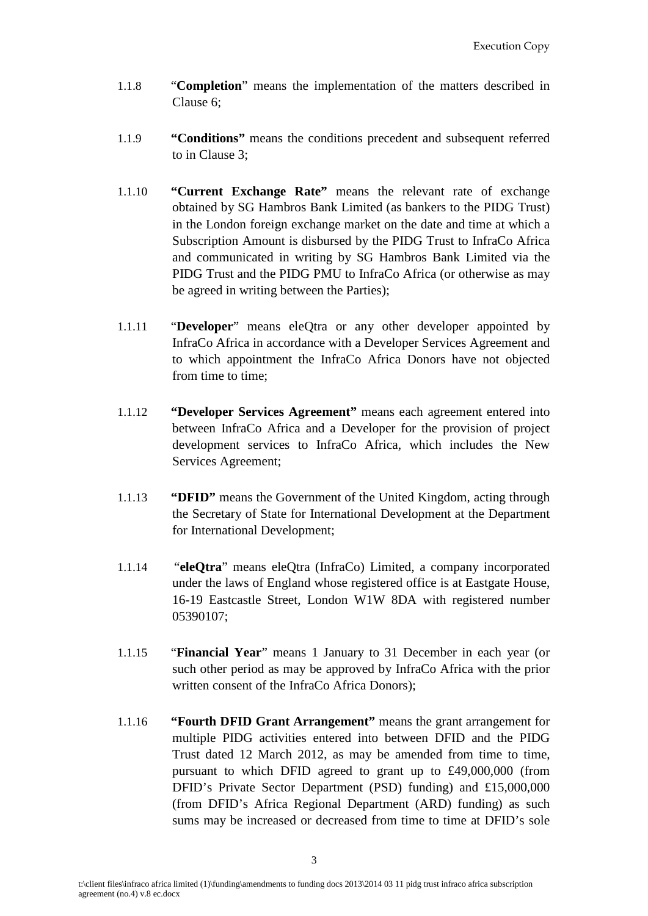1.1.8 "**Completion**" means the implementation of the matters described in Clause 6;

1.1.9 **"Conditions"** means the conditions precedent and subsequent referred to in Clause 3;

1.1.10 **"Current Exchange Rate"** means the relevant rate of exchange obtained by SG Hambros Bank Limited (as bankers to the PIDG Trust) in the London foreign exchange market on the date and time at which a Subscription Amount is disbursed by the PIDG Trust to InfraCo Africa and communicated in writing by SG Hambros Bank Limited via the PIDG Trust and the PIDG PMU to InfraCo Africa (or otherwise as may be agreed in writing between the Parties);

1.1.11 "**Developer**" means eleQtra or any other developer appointed by InfraCo Africa in accordance with a Developer Services Agreement and to which appointment the InfraCo Africa Donors have not objected from time to time;

1.1.12 **"Developer Services Agreement"** means each agreement entered into between InfraCo Africa and a Developer for the provision of project development services to InfraCo Africa, which includes the New Services Agreement;

1.1.13 **"DFID"** means the Government of the United Kingdom, acting through the Secretary of State for International Development at the Department for International Development;

1.1.14 "**eleQtra**" means eleQtra (InfraCo) Limited, a company incorporated under the laws of England whose registered office is at Eastgate House, 16-19 Eastcastle Street, London W1W 8DA with registered number 05390107;

1.1.15 "**Financial Year**" means 1 January to 31 December in each year (or such other period as may be approved by InfraCo Africa with the prior written consent of the InfraCo Africa Donors);

1.1.16 **"Fourth DFID Grant Arrangement"** means the grant arrangement for multiple PIDG activities entered into between DFID and the PIDG Trust dated 12 March 2012, as may be amended from time to time, pursuant to which DFID agreed to grant up to £49,000,000 (from DFID's Private Sector Department (PSD) funding) and £15,000,000 (from DFID's Africa Regional Department (ARD) funding) as such sums may be increased or decreased from time to time at DFID's sole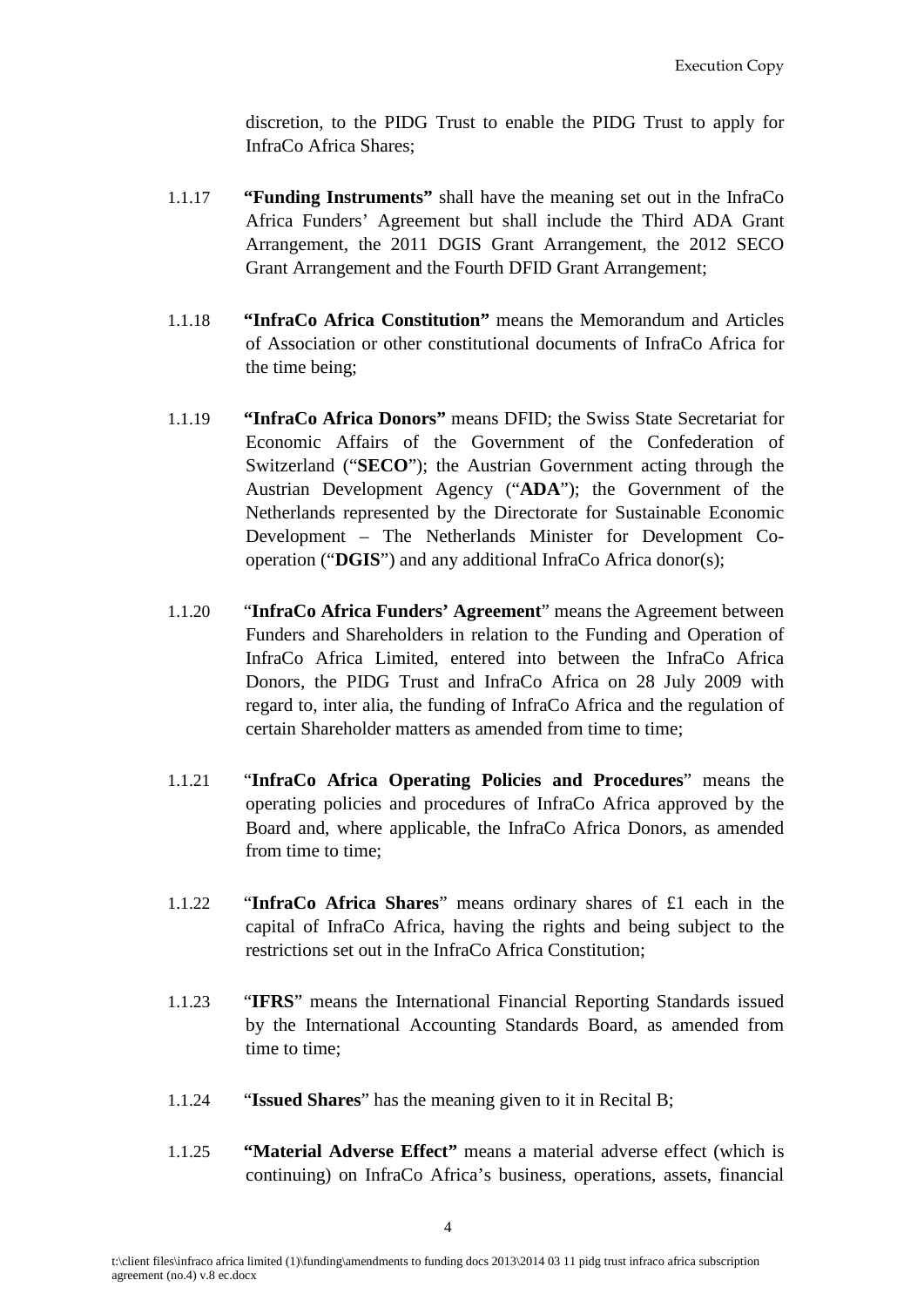discretion, to the PIDG Trust to enable the PIDG Trust to apply for InfraCo Africa Shares;

1.1.17 **"Funding Instruments"** shall have the meaning set out in the InfraCo Africa Funders' Agreement but shall include the Third ADA Grant Arrangement, the 2011 DGIS Grant Arrangement, the 2012 SECO Grant Arrangement and the Fourth DFID Grant Arrangement;

1.1.18 **"InfraCo Africa Constitution"** means the Memorandum and Articles of Association or other constitutional documents of InfraCo Africa for the time being;

1.1.19 **"InfraCo Africa Donors"** means DFID; the Swiss State Secretariat for Economic Affairs of the Government of the Confederation of Switzerland ("**SECO**"); the Austrian Government acting through the Austrian Development Agency ("**ADA**"); the Government of the Netherlands represented by the Directorate for Sustainable Economic Development – The Netherlands Minister for Development Co-operation ("**DGIS**") and any additional InfraCo Africa donor(s);

1.1.20 "**InfraCo Africa Funders' Agreement**" means the Agreement between Funders and Shareholders in relation to the Funding and Operation of InfraCo Africa Limited, entered into between the InfraCo Africa Donors, the PIDG Trust and InfraCo Africa on 28 July 2009 with regard to, inter alia, the funding of InfraCo Africa and the regulation of certain Shareholder matters as amended from time to time;

1.1.21 "**InfraCo Africa Operating Policies and Procedures**" means the operating policies and procedures of InfraCo Africa approved by the Board and, where applicable, the InfraCo Africa Donors, as amended from time to time;

1.1.22 "**InfraCo Africa Shares**" means ordinary shares of £1 each in the capital of InfraCo Africa, having the rights and being subject to the restrictions set out in the InfraCo Africa Constitution;

1.1.23 "**IFRS**" means the International Financial Reporting Standards issued by the International Accounting Standards Board, as amended from time to time;

1.1.24 "**Issued Shares**" has the meaning given to it in Recital B;

1.1.25 **"Material Adverse Effect"** means a material adverse effect (which is continuing) on InfraCo Africa's business, operations, assets, financial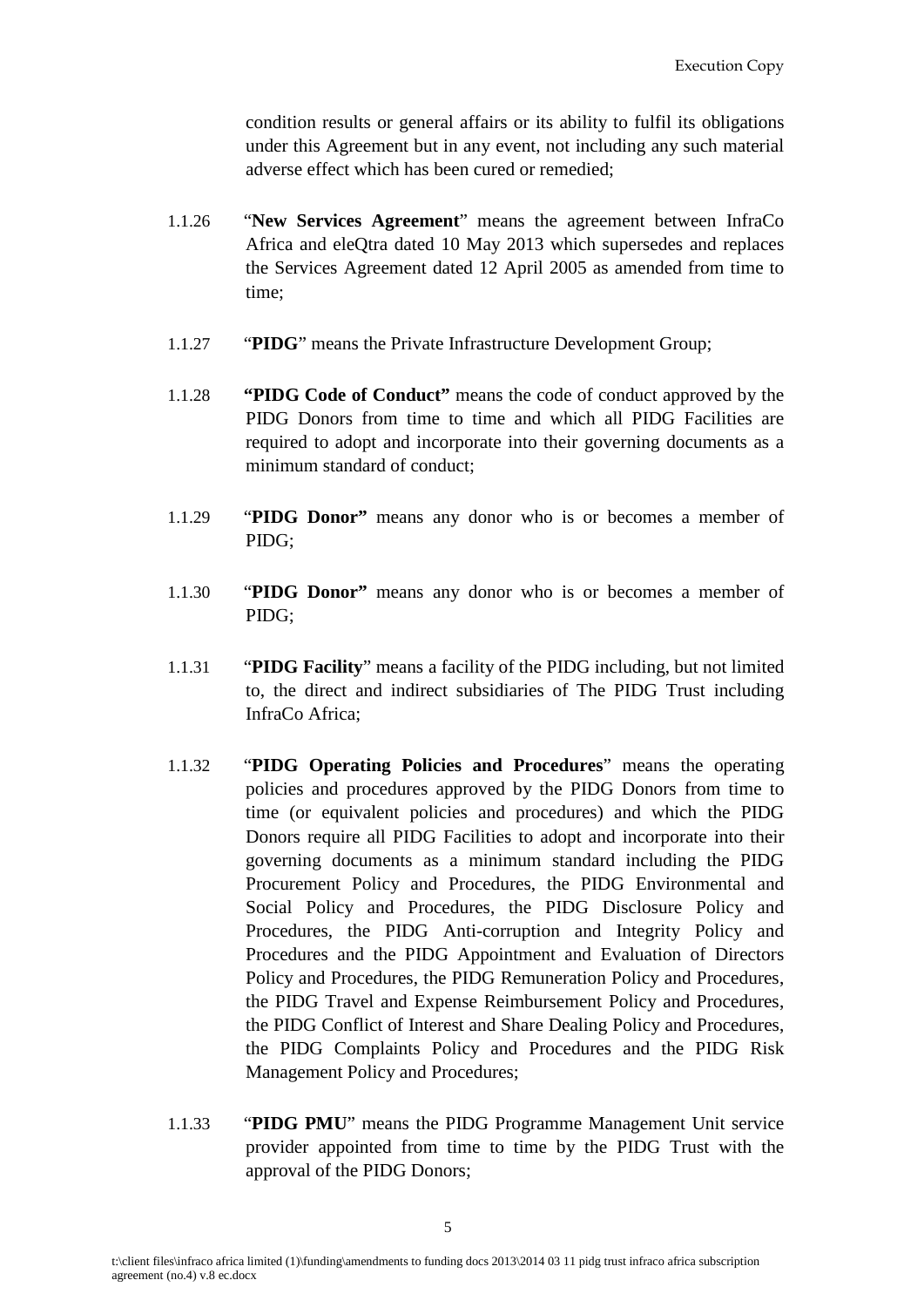condition results or general affairs or its ability to fulfil its obligations under this Agreement but in any event, not including any such material adverse effect which has been cured or remedied;

1.1.26 "**New Services Agreement**" means the agreement between InfraCo Africa and eleQtra dated 10 May 2013 which supersedes and replaces the Services Agreement dated 12 April 2005 as amended from time to time;

1.1.27 "**PIDG**" means the Private Infrastructure Development Group;

1.1.28 **"PIDG Code of Conduct"** means the code of conduct approved by the PIDG Donors from time to time and which all PIDG Facilities are required to adopt and incorporate into their governing documents as a minimum standard of conduct;

1.1.29 "**PIDG Donor"** means any donor who is or becomes a member of PIDG;

1.1.30 "**PIDG Donor"** means any donor who is or becomes a member of PIDG;

1.1.31 "**PIDG Facility**" means a facility of the PIDG including, but not limited to, the direct and indirect subsidiaries of The PIDG Trust including InfraCo Africa;

1.1.32 "**PIDG Operating Policies and Procedures**" means the operating policies and procedures approved by the PIDG Donors from time to time (or equivalent policies and procedures) and which the PIDG Donors require all PIDG Facilities to adopt and incorporate into their governing documents as a minimum standard including the PIDG Procurement Policy and Procedures, the PIDG Environmental and Social Policy and Procedures, the PIDG Disclosure Policy and Procedures, the PIDG Anti-corruption and Integrity Policy and Procedures and the PIDG Appointment and Evaluation of Directors Policy and Procedures, the PIDG Remuneration Policy and Procedures, the PIDG Travel and Expense Reimbursement Policy and Procedures, the PIDG Conflict of Interest and Share Dealing Policy and Procedures, the PIDG Complaints Policy and Procedures and the PIDG Risk Management Policy and Procedures;

1.1.33 "**PIDG PMU**" means the PIDG Programme Management Unit service provider appointed from time to time by the PIDG Trust with the approval of the PIDG Donors;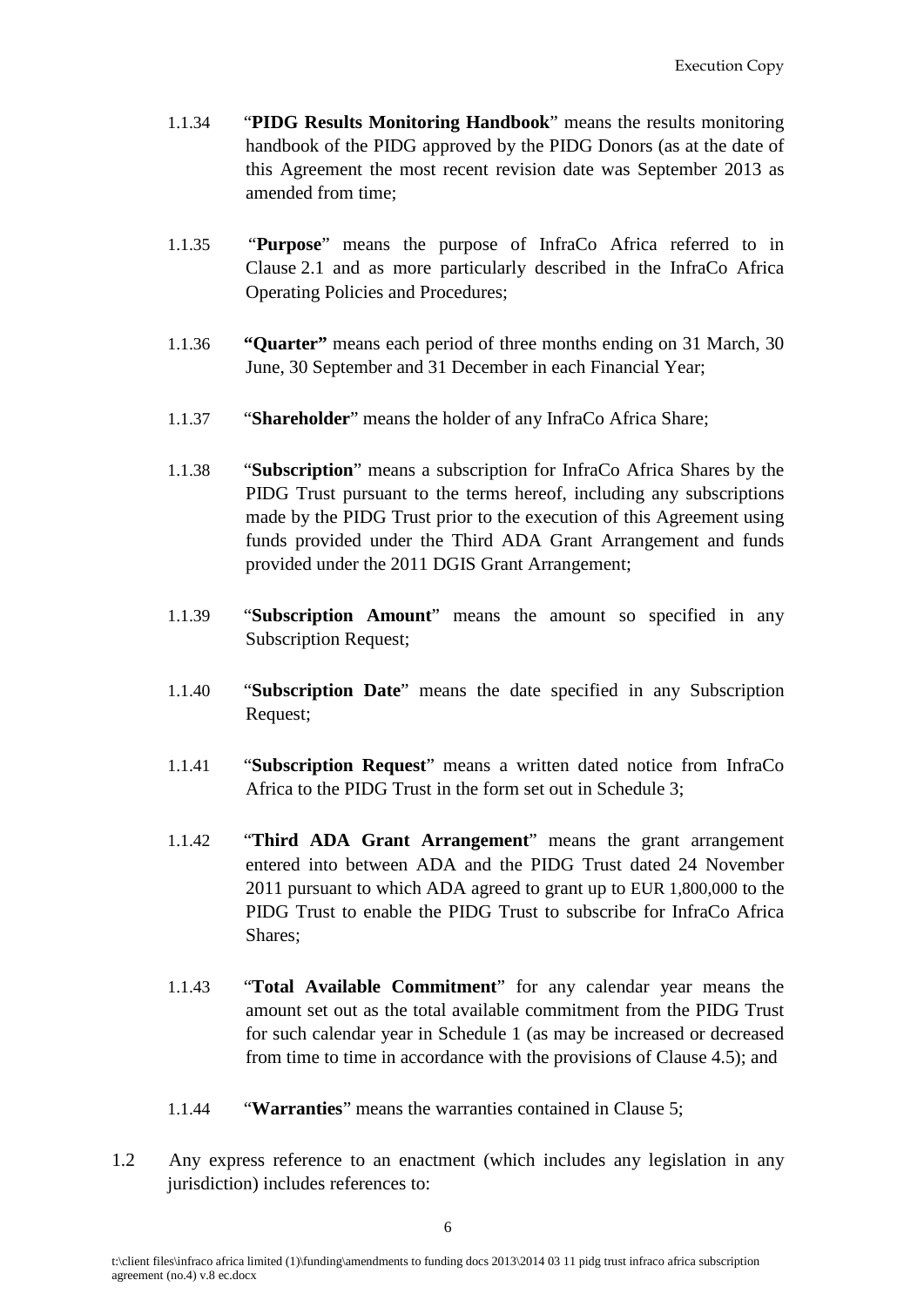1.1.34 "**PIDG Results Monitoring Handbook**" means the results monitoring handbook of the PIDG approved by the PIDG Donors (as at the date of this Agreement the most recent revision date was September 2013 as amended from time;

1.1.35 "**Purpose**" means the purpose of InfraCo Africa referred to in Clause 2.1 and as more particularly described in the InfraCo Africa Operating Policies and Procedures;

1.1.36 **"Quarter"** means each period of three months ending on 31 March, 30 June, 30 September and 31 December in each Financial Year;

1.1.37 "**Shareholder**" means the holder of any InfraCo Africa Share;

1.1.38 "**Subscription**" means a subscription for InfraCo Africa Shares by the PIDG Trust pursuant to the terms hereof, including any subscriptions made by the PIDG Trust prior to the execution of this Agreement using funds provided under the Third ADA Grant Arrangement and funds provided under the 2011 DGIS Grant Arrangement;

1.1.39 "**Subscription Amount**" means the amount so specified in any Subscription Request;

1.1.40 "**Subscription Date**" means the date specified in any Subscription Request;

1.1.41 "**Subscription Request**" means a written dated notice from InfraCo Africa to the PIDG Trust in the form set out in Schedule 3;

1.1.42 "**Third ADA Grant Arrangement**" means the grant arrangement entered into between ADA and the PIDG Trust dated 24 November 2011 pursuant to which ADA agreed to grant up to EUR 1,800,000 to the PIDG Trust to enable the PIDG Trust to subscribe for InfraCo Africa Shares;

1.1.43 "**Total Available Commitment**" for any calendar year means the amount set out as the total available commitment from the PIDG Trust for such calendar year in Schedule 1 (as may be increased or decreased from time to time in accordance with the provisions of Clause 4.5); and

1.1.44 "**Warranties**" means the warranties contained in Clause 5;

1.2 Any express reference to an enactment (which includes any legislation in any jurisdiction) includes references to: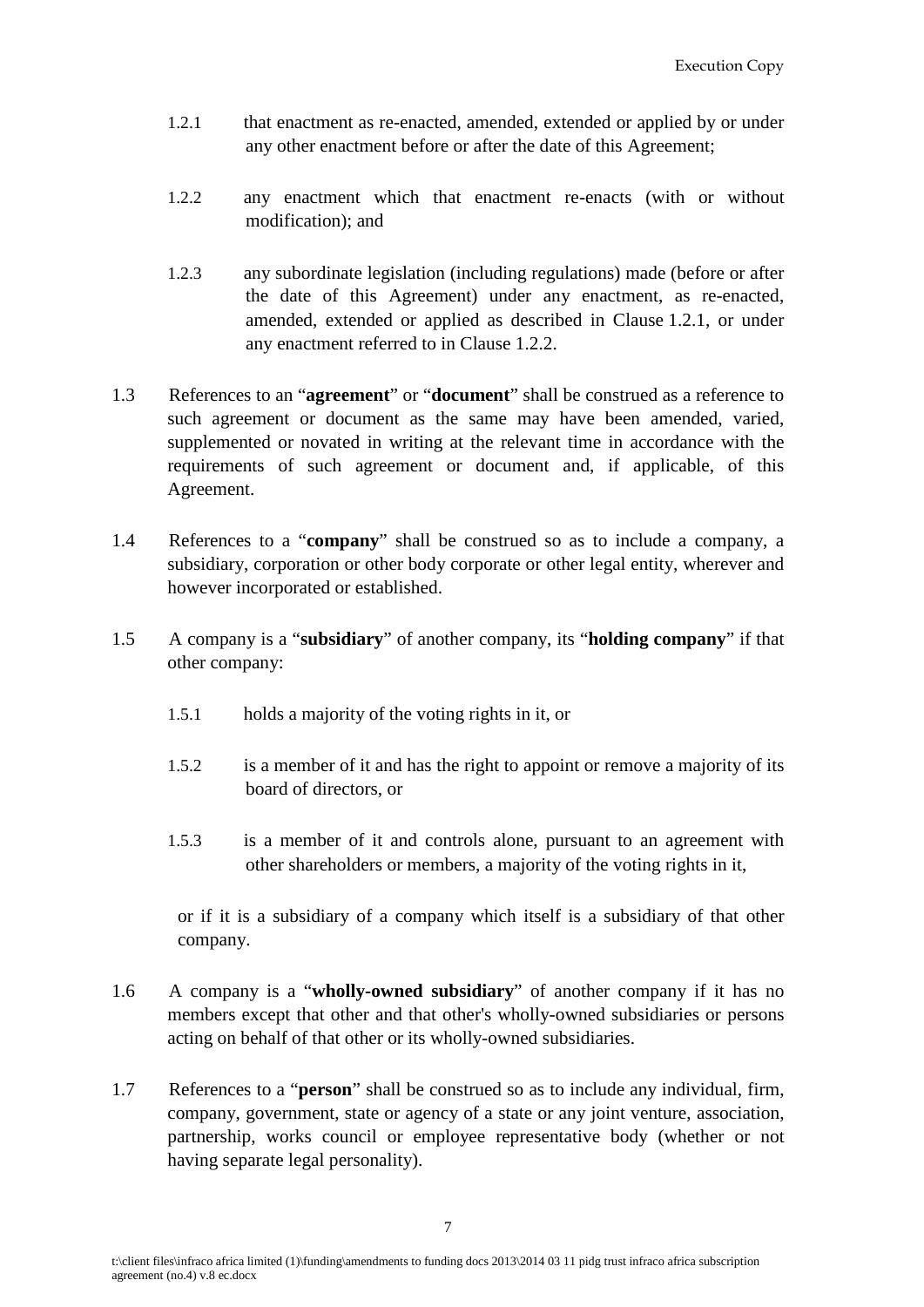1.2.1 that enactment as re-enacted, amended, extended or applied by or under any other enactment before or after the date of this Agreement;

1.2.2 any enactment which that enactment re-enacts (with or without modification); and

1.2.3 any subordinate legislation (including regulations) made (before or after the date of this Agreement) under any enactment, as re-enacted, amended, extended or applied as described in Clause 1.2.1, or under any enactment referred to in Clause 1.2.2.

1.3 References to an "**agreement**" or "**document**" shall be construed as a reference to such agreement or document as the same may have been amended, varied, supplemented or novated in writing at the relevant time in accordance with the requirements of such agreement or document and, if applicable, of this Agreement.

1.4 References to a "**company**" shall be construed so as to include a company, a subsidiary, corporation or other body corporate or other legal entity, wherever and however incorporated or established.

1.5 A company is a "**subsidiary**" of another company, its "**holding company**" if that other company:

1.5.1 holds a majority of the voting rights in it, or

1.5.2 is a member of it and has the right to appoint or remove a majority of its board of directors, or

1.5.3 is a member of it and controls alone, pursuant to an agreement with other shareholders or members, a majority of the voting rights in it,

or if it is a subsidiary of a company which itself is a subsidiary of that other company.

1.6 A company is a "**wholly-owned subsidiary**" of another company if it has no members except that other and that other's wholly-owned subsidiaries or persons acting on behalf of that other or its wholly-owned subsidiaries.

1.7 References to a "**person**" shall be construed so as to include any individual, firm, company, government, state or agency of a state or any joint venture, association, partnership, works council or employee representative body (whether or not having separate legal personality).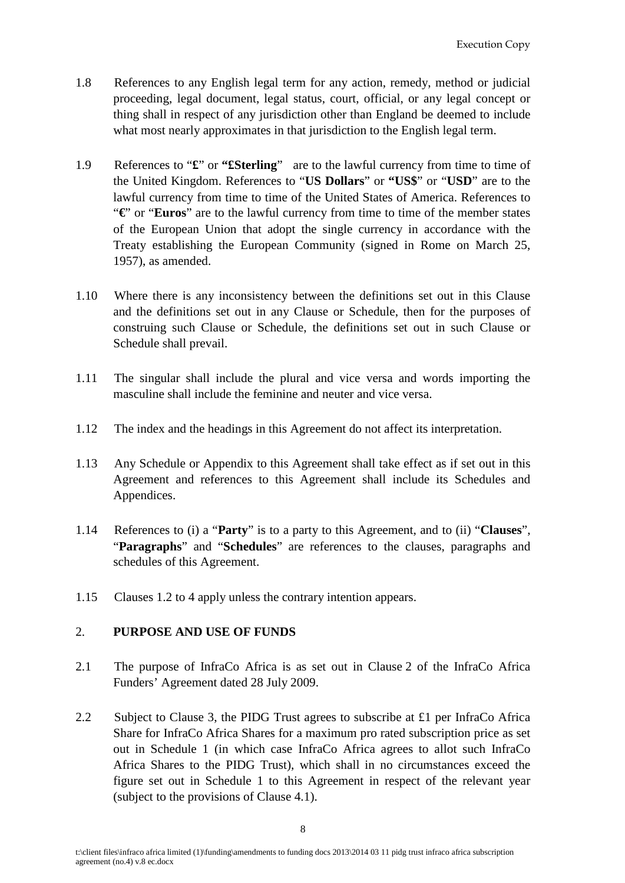1.8 References to any English legal term for any action, remedy, method or judicial proceeding, legal document, legal status, court, official, or any legal concept or thing shall in respect of any jurisdiction other than England be deemed to include what most nearly approximates in that jurisdiction to the English legal term.

1.9 References to "**£**" or **"£Sterling**" are to the lawful currency from time to time of the United Kingdom. References to "**US Dollars**" or **"US$**" or "**USD**" are to the lawful currency from time to time of the United States of America. References to "**€**" or "**Euros**" are to the lawful currency from time to time of the member states of the European Union that adopt the single currency in accordance with the Treaty establishing the European Community (signed in Rome on March 25, 1957), as amended.

1.10 Where there is any inconsistency between the definitions set out in this Clause and the definitions set out in any Clause or Schedule, then for the purposes of construing such Clause or Schedule, the definitions set out in such Clause or Schedule shall prevail.

1.11 The singular shall include the plural and vice versa and words importing the masculine shall include the feminine and neuter and vice versa.

1.12 The index and the headings in this Agreement do not affect its interpretation.

1.13 Any Schedule or Appendix to this Agreement shall take effect as if set out in this Agreement and references to this Agreement shall include its Schedules and Appendices.

1.14 References to (i) a "**Party**" is to a party to this Agreement, and to (ii) "**Clauses**", "**Paragraphs**" and "**Schedules**" are references to the clauses, paragraphs and schedules of this Agreement.

1.15 Clauses 1.2 to 4 apply unless the contrary intention appears.

## 2. PURPOSE AND USE OF FUNDS

2.1 The purpose of InfraCo Africa is as set out in Clause 2 of the InfraCo Africa Funders' Agreement dated 28 July 2009.

2.2 Subject to Clause 3, the PIDG Trust agrees to subscribe at £1 per InfraCo Africa Share for InfraCo Africa Shares for a maximum pro rated subscription price as set out in Schedule 1 (in which case InfraCo Africa agrees to allot such InfraCo Africa Shares to the PIDG Trust), which shall in no circumstances exceed the figure set out in Schedule 1 to this Agreement in respect of the relevant year (subject to the provisions of Clause 4.1).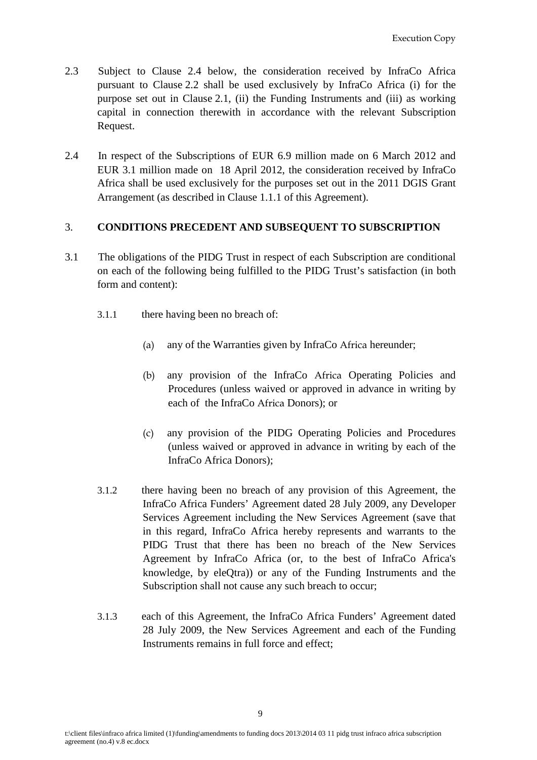2.3 Subject to Clause 2.4 below, the consideration received by InfraCo Africa pursuant to Clause 2.2 shall be used exclusively by InfraCo Africa (i) for the purpose set out in Clause 2.1, (ii) the Funding Instruments and (iii) as working capital in connection therewith in accordance with the relevant Subscription Request.

2.4 In respect of the Subscriptions of EUR 6.9 million made on 6 March 2012 and EUR 3.1 million made on 18 April 2012, the consideration received by InfraCo Africa shall be used exclusively for the purposes set out in the 2011 DGIS Grant Arrangement (as described in Clause 1.1.1 of this Agreement).

## 3. CONDITIONS PRECEDENT AND SUBSEQUENT TO SUBSCRIPTION

3.1 The obligations of the PIDG Trust in respect of each Subscription are conditional on each of the following being fulfilled to the PIDG Trust's satisfaction (in both form and content):

3.1.1 there having been no breach of:

(a) any of the Warranties given by InfraCo Africa hereunder;

(b) any provision of the InfraCo Africa Operating Policies and Procedures (unless waived or approved in advance in writing by each of the InfraCo Africa Donors); or

(c) any provision of the PIDG Operating Policies and Procedures (unless waived or approved in advance in writing by each of the InfraCo Africa Donors);

3.1.2 there having been no breach of any provision of this Agreement, the InfraCo Africa Funders' Agreement dated 28 July 2009, any Developer Services Agreement including the New Services Agreement (save that in this regard, InfraCo Africa hereby represents and warrants to the PIDG Trust that there has been no breach of the New Services Agreement by InfraCo Africa (or, to the best of InfraCo Africa's knowledge, by eleQtra)) or any of the Funding Instruments and the Subscription shall not cause any such breach to occur;

3.1.3 each of this Agreement, the InfraCo Africa Funders' Agreement dated 28 July 2009, the New Services Agreement and each of the Funding Instruments remains in full force and effect;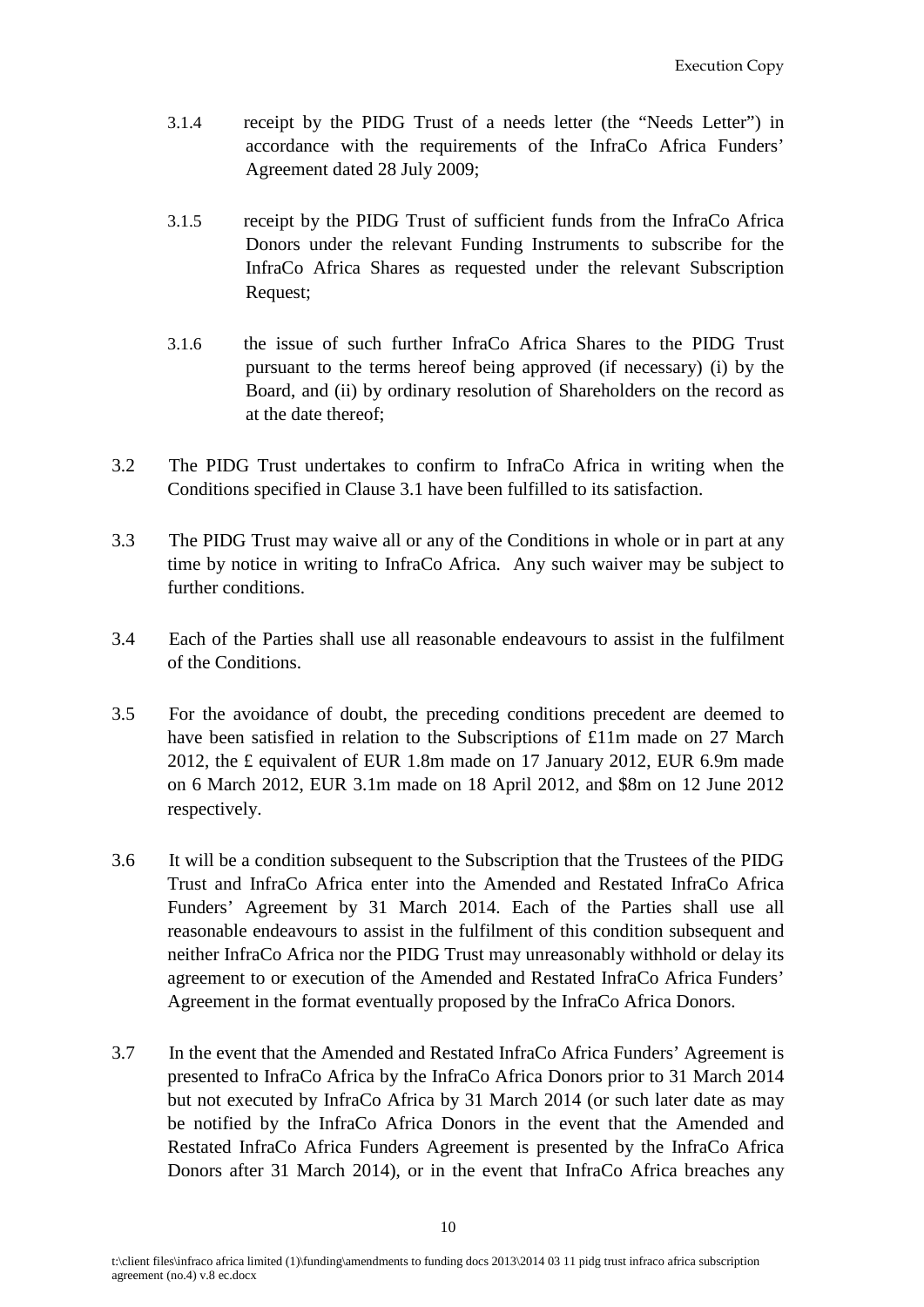3.1.4 receipt by the PIDG Trust of a needs letter (the "Needs Letter") in accordance with the requirements of the InfraCo Africa Funders' Agreement dated 28 July 2009;

3.1.5 receipt by the PIDG Trust of sufficient funds from the InfraCo Africa Donors under the relevant Funding Instruments to subscribe for the InfraCo Africa Shares as requested under the relevant Subscription Request;

3.1.6 the issue of such further InfraCo Africa Shares to the PIDG Trust pursuant to the terms hereof being approved (if necessary) (i) by the Board, and (ii) by ordinary resolution of Shareholders on the record as at the date thereof;

3.2 The PIDG Trust undertakes to confirm to InfraCo Africa in writing when the Conditions specified in Clause 3.1 have been fulfilled to its satisfaction.

3.3 The PIDG Trust may waive all or any of the Conditions in whole or in part at any time by notice in writing to InfraCo Africa. Any such waiver may be subject to further conditions.

3.4 Each of the Parties shall use all reasonable endeavours to assist in the fulfilment of the Conditions.

3.5 For the avoidance of doubt, the preceding conditions precedent are deemed to have been satisfied in relation to the Subscriptions of £11m made on 27 March 2012, the £ equivalent of EUR 1.8m made on 17 January 2012, EUR 6.9m made on 6 March 2012, EUR 3.1m made on 18 April 2012, and $8m on 12 June 2012 respectively.

3.6 It will be a condition subsequent to the Subscription that the Trustees of the PIDG Trust and InfraCo Africa enter into the Amended and Restated InfraCo Africa Funders' Agreement by 31 March 2014. Each of the Parties shall use all reasonable endeavours to assist in the fulfilment of this condition subsequent and neither InfraCo Africa nor the PIDG Trust may unreasonably withhold or delay its agreement to or execution of the Amended and Restated InfraCo Africa Funders' Agreement in the format eventually proposed by the InfraCo Africa Donors.

3.7 In the event that the Amended and Restated InfraCo Africa Funders' Agreement is presented to InfraCo Africa by the InfraCo Africa Donors prior to 31 March 2014 but not executed by InfraCo Africa by 31 March 2014 (or such later date as may be notified by the InfraCo Africa Donors in the event that the Amended and Restated InfraCo Africa Funders Agreement is presented by the InfraCo Africa Donors after 31 March 2014), or in the event that InfraCo Africa breaches any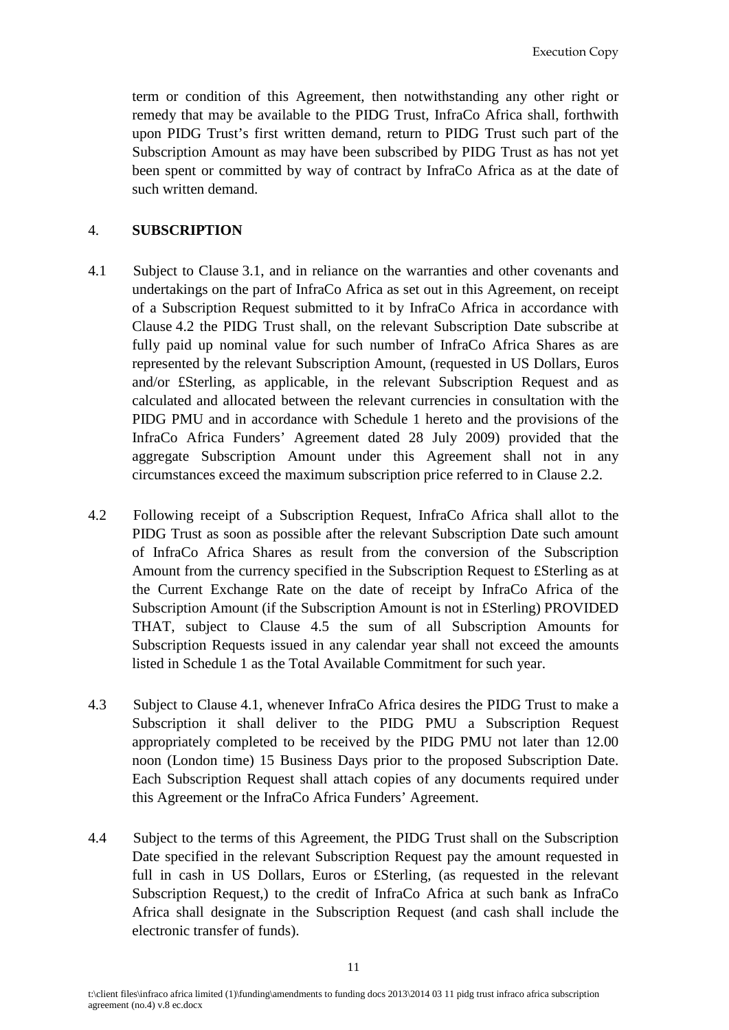term or condition of this Agreement, then notwithstanding any other right or remedy that may be available to the PIDG Trust, InfraCo Africa shall, forthwith upon PIDG Trust's first written demand, return to PIDG Trust such part of the Subscription Amount as may have been subscribed by PIDG Trust as has not yet been spent or committed by way of contract by InfraCo Africa as at the date of such written demand.

## 4. SUBSCRIPTION

4.1 Subject to Clause 3.1, and in reliance on the warranties and other covenants and undertakings on the part of InfraCo Africa as set out in this Agreement, on receipt of a Subscription Request submitted to it by InfraCo Africa in accordance with Clause 4.2 the PIDG Trust shall, on the relevant Subscription Date subscribe at fully paid up nominal value for such number of InfraCo Africa Shares as are represented by the relevant Subscription Amount, (requested in US Dollars, Euros and/or £Sterling, as applicable, in the relevant Subscription Request and as calculated and allocated between the relevant currencies in consultation with the PIDG PMU and in accordance with Schedule 1 hereto and the provisions of the InfraCo Africa Funders' Agreement dated 28 July 2009) provided that the aggregate Subscription Amount under this Agreement shall not in any circumstances exceed the maximum subscription price referred to in Clause 2.2.

4.2 Following receipt of a Subscription Request, InfraCo Africa shall allot to the PIDG Trust as soon as possible after the relevant Subscription Date such amount of InfraCo Africa Shares as result from the conversion of the Subscription Amount from the currency specified in the Subscription Request to £Sterling as at the Current Exchange Rate on the date of receipt by InfraCo Africa of the Subscription Amount (if the Subscription Amount is not in £Sterling) PROVIDED THAT, subject to Clause 4.5 the sum of all Subscription Amounts for Subscription Requests issued in any calendar year shall not exceed the amounts listed in Schedule 1 as the Total Available Commitment for such year.

4.3 Subject to Clause 4.1, whenever InfraCo Africa desires the PIDG Trust to make a Subscription it shall deliver to the PIDG PMU a Subscription Request appropriately completed to be received by the PIDG PMU not later than 12.00 noon (London time) 15 Business Days prior to the proposed Subscription Date. Each Subscription Request shall attach copies of any documents required under this Agreement or the InfraCo Africa Funders' Agreement.

4.4 Subject to the terms of this Agreement, the PIDG Trust shall on the Subscription Date specified in the relevant Subscription Request pay the amount requested in full in cash in US Dollars, Euros or £Sterling, (as requested in the relevant Subscription Request,) to the credit of InfraCo Africa at such bank as InfraCo Africa shall designate in the Subscription Request (and cash shall include the electronic transfer of funds).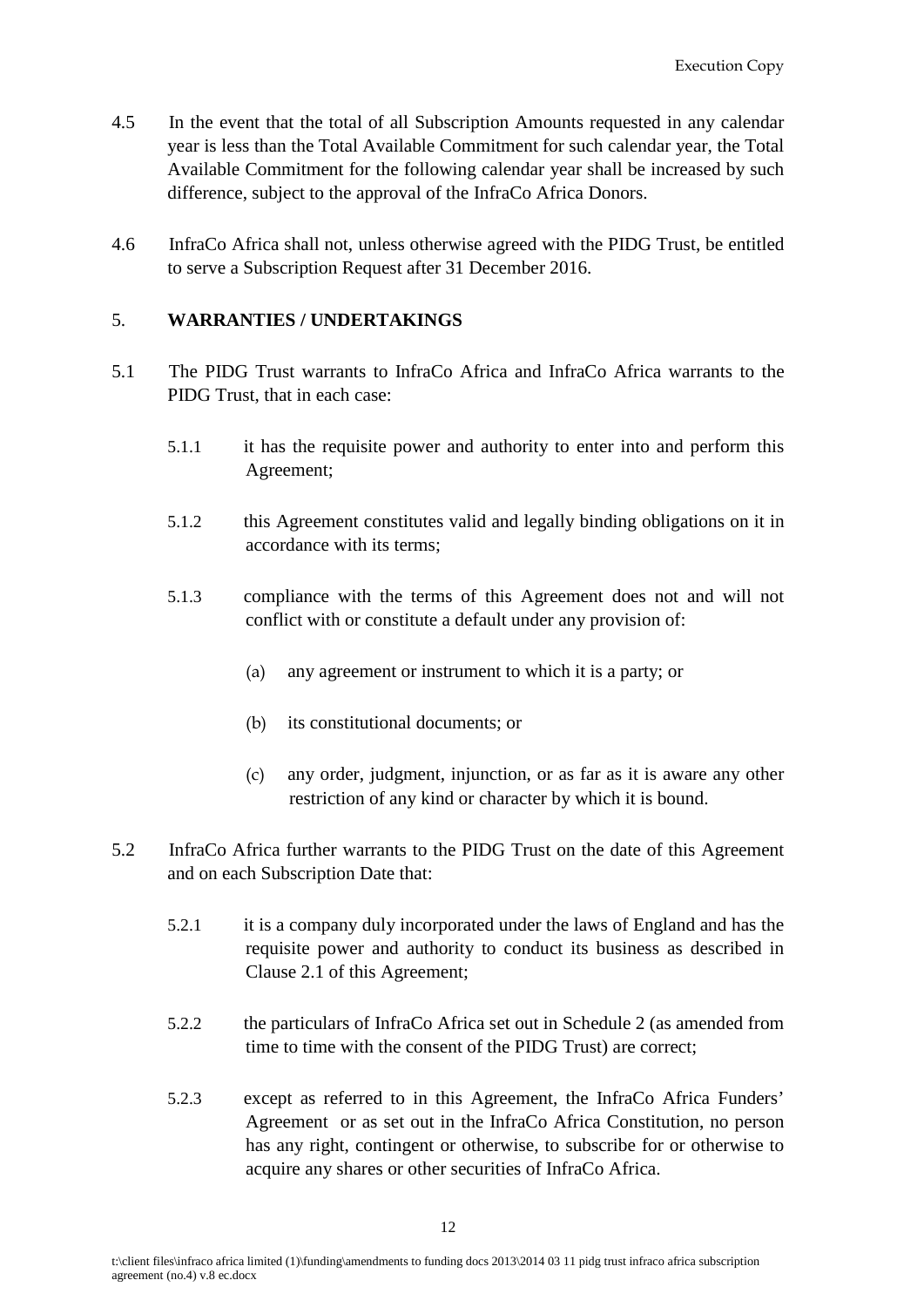4.5 In the event that the total of all Subscription Amounts requested in any calendar year is less than the Total Available Commitment for such calendar year, the Total Available Commitment for the following calendar year shall be increased by such difference, subject to the approval of the InfraCo Africa Donors.

4.6 InfraCo Africa shall not, unless otherwise agreed with the PIDG Trust, be entitled to serve a Subscription Request after 31 December 2016.

## 5. WARRANTIES / UNDERTAKINGS

5.1 The PIDG Trust warrants to InfraCo Africa and InfraCo Africa warrants to the PIDG Trust, that in each case:

5.1.1 it has the requisite power and authority to enter into and perform this Agreement;

5.1.2 this Agreement constitutes valid and legally binding obligations on it in accordance with its terms;

5.1.3 compliance with the terms of this Agreement does not and will not conflict with or constitute a default under any provision of:

(a) any agreement or instrument to which it is a party; or

(b) its constitutional documents; or

(c) any order, judgment, injunction, or as far as it is aware any other restriction of any kind or character by which it is bound.

5.2 InfraCo Africa further warrants to the PIDG Trust on the date of this Agreement and on each Subscription Date that:

5.2.1 it is a company duly incorporated under the laws of England and has the requisite power and authority to conduct its business as described in Clause 2.1 of this Agreement;

5.2.2 the particulars of InfraCo Africa set out in Schedule 2 (as amended from time to time with the consent of the PIDG Trust) are correct;

5.2.3 except as referred to in this Agreement, the InfraCo Africa Funders' Agreement or as set out in the InfraCo Africa Constitution, no person has any right, contingent or otherwise, to subscribe for or otherwise to acquire any shares or other securities of InfraCo Africa.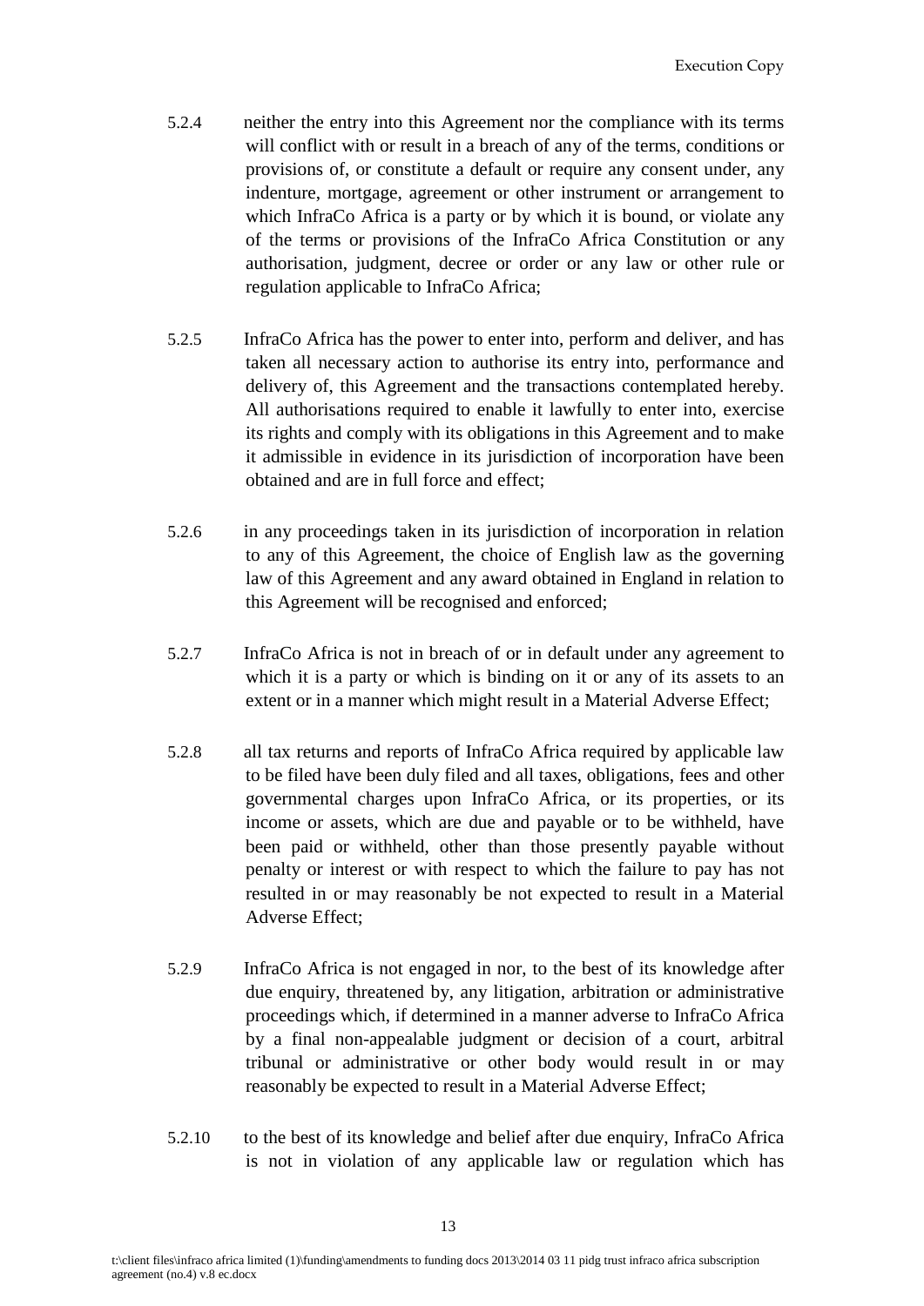5.2.4 neither the entry into this Agreement nor the compliance with its terms will conflict with or result in a breach of any of the terms, conditions or provisions of, or constitute a default or require any consent under, any indenture, mortgage, agreement or other instrument or arrangement to which InfraCo Africa is a party or by which it is bound, or violate any of the terms or provisions of the InfraCo Africa Constitution or any authorisation, judgment, decree or order or any law or other rule or regulation applicable to InfraCo Africa;

5.2.5 InfraCo Africa has the power to enter into, perform and deliver, and has taken all necessary action to authorise its entry into, performance and delivery of, this Agreement and the transactions contemplated hereby. All authorisations required to enable it lawfully to enter into, exercise its rights and comply with its obligations in this Agreement and to make it admissible in evidence in its jurisdiction of incorporation have been obtained and are in full force and effect;

5.2.6 in any proceedings taken in its jurisdiction of incorporation in relation to any of this Agreement, the choice of English law as the governing law of this Agreement and any award obtained in England in relation to this Agreement will be recognised and enforced;

5.2.7 InfraCo Africa is not in breach of or in default under any agreement to which it is a party or which is binding on it or any of its assets to an extent or in a manner which might result in a Material Adverse Effect;

5.2.8 all tax returns and reports of InfraCo Africa required by applicable law to be filed have been duly filed and all taxes, obligations, fees and other governmental charges upon InfraCo Africa, or its properties, or its income or assets, which are due and payable or to be withheld, have been paid or withheld, other than those presently payable without penalty or interest or with respect to which the failure to pay has not resulted in or may reasonably be not expected to result in a Material Adverse Effect;

5.2.9 InfraCo Africa is not engaged in nor, to the best of its knowledge after due enquiry, threatened by, any litigation, arbitration or administrative proceedings which, if determined in a manner adverse to InfraCo Africa by a final non-appealable judgment or decision of a court, arbitral tribunal or administrative or other body would result in or may reasonably be expected to result in a Material Adverse Effect;

5.2.10 to the best of its knowledge and belief after due enquiry, InfraCo Africa is not in violation of any applicable law or regulation which has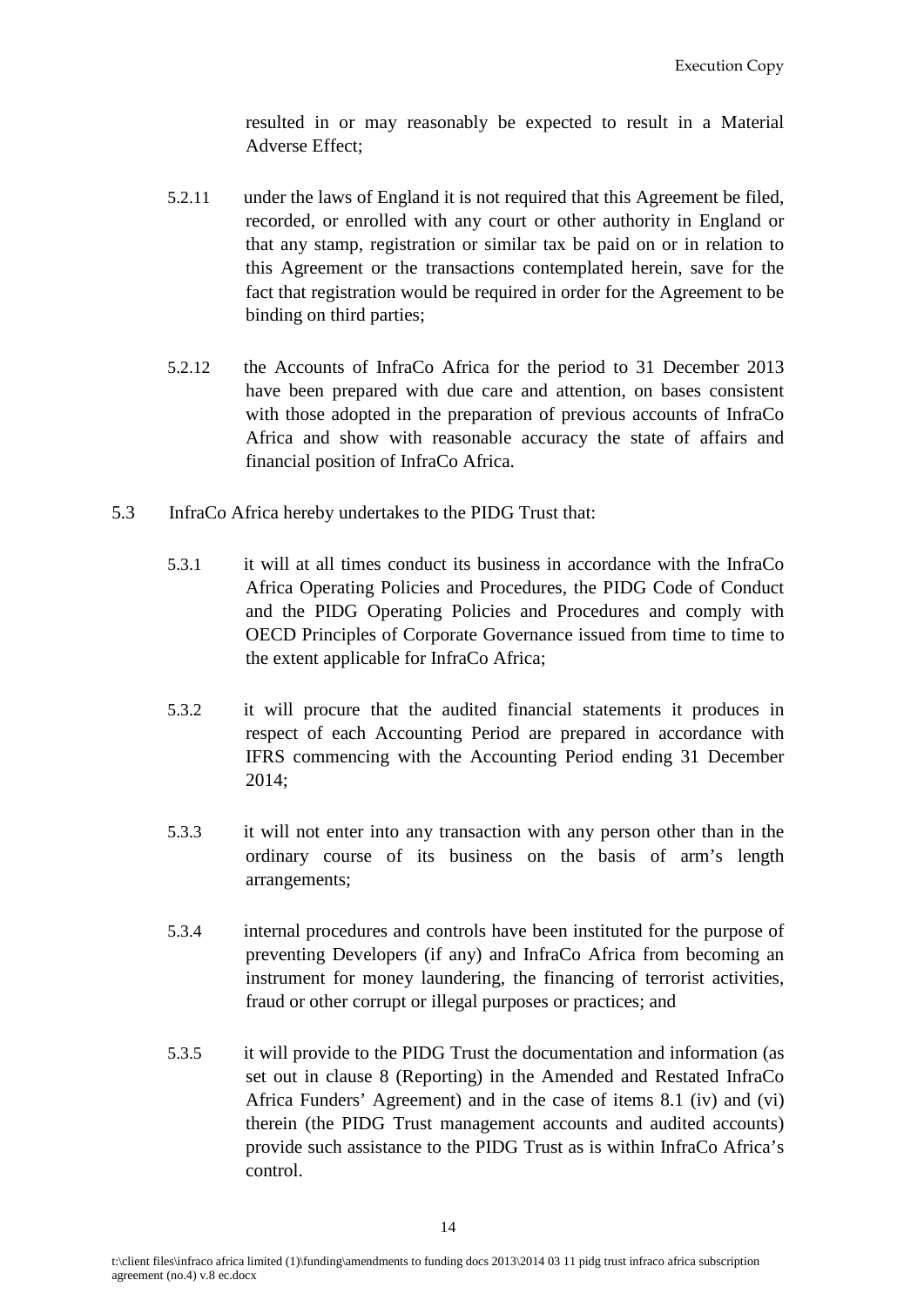resulted in or may reasonably be expected to result in a Material Adverse Effect;

5.2.11 under the laws of England it is not required that this Agreement be filed, recorded, or enrolled with any court or other authority in England or that any stamp, registration or similar tax be paid on or in relation to this Agreement or the transactions contemplated herein, save for the fact that registration would be required in order for the Agreement to be binding on third parties;

5.2.12 the Accounts of InfraCo Africa for the period to 31 December 2013 have been prepared with due care and attention, on bases consistent with those adopted in the preparation of previous accounts of InfraCo Africa and show with reasonable accuracy the state of affairs and financial position of InfraCo Africa.

5.3 InfraCo Africa hereby undertakes to the PIDG Trust that:

5.3.1 it will at all times conduct its business in accordance with the InfraCo Africa Operating Policies and Procedures, the PIDG Code of Conduct and the PIDG Operating Policies and Procedures and comply with OECD Principles of Corporate Governance issued from time to time to the extent applicable for InfraCo Africa;

5.3.2 it will procure that the audited financial statements it produces in respect of each Accounting Period are prepared in accordance with IFRS commencing with the Accounting Period ending 31 December 2014;

5.3.3 it will not enter into any transaction with any person other than in the ordinary course of its business on the basis of arm's length arrangements;

5.3.4 internal procedures and controls have been instituted for the purpose of preventing Developers (if any) and InfraCo Africa from becoming an instrument for money laundering, the financing of terrorist activities, fraud or other corrupt or illegal purposes or practices; and

5.3.5 it will provide to the PIDG Trust the documentation and information (as set out in clause 8 (Reporting) in the Amended and Restated InfraCo Africa Funders' Agreement) and in the case of items 8.1 (iv) and (vi) therein (the PIDG Trust management accounts and audited accounts) provide such assistance to the PIDG Trust as is within InfraCo Africa's control.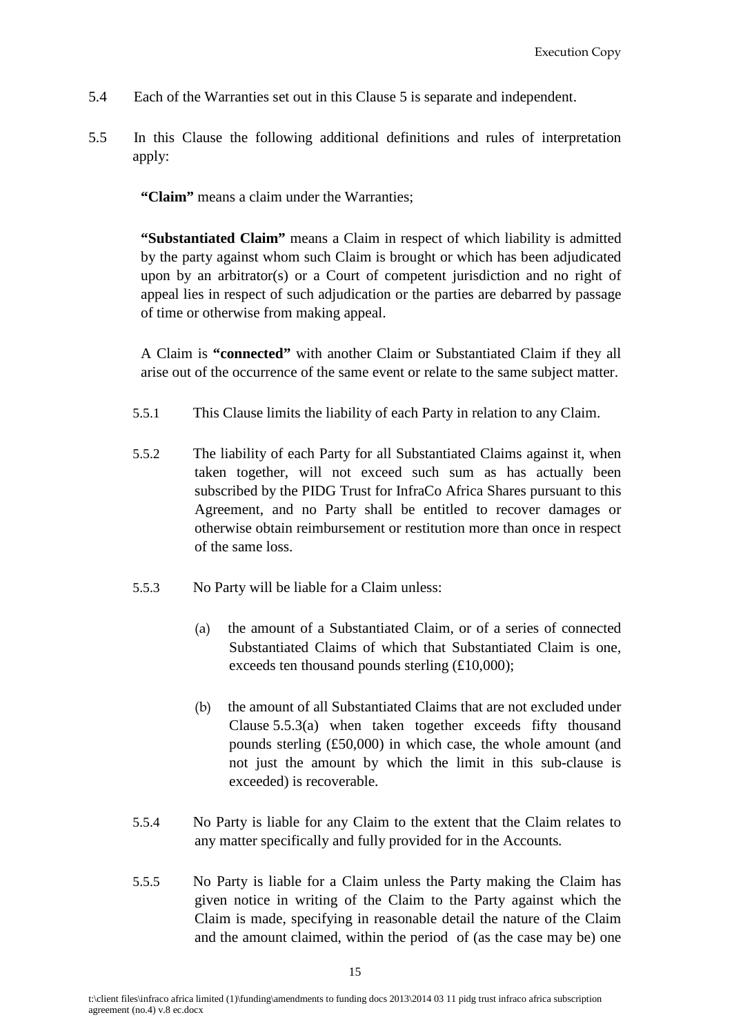5.4 Each of the Warranties set out in this Clause 5 is separate and independent.

5.5 In this Clause the following additional definitions and rules of interpretation apply:

**"Claim"** means a claim under the Warranties;

**"Substantiated Claim"** means a Claim in respect of which liability is admitted by the party against whom such Claim is brought or which has been adjudicated upon by an arbitrator(s) or a Court of competent jurisdiction and no right of appeal lies in respect of such adjudication or the parties are debarred by passage of time or otherwise from making appeal.

A Claim is **"connected"** with another Claim or Substantiated Claim if they all arise out of the occurrence of the same event or relate to the same subject matter.

5.5.1 This Clause limits the liability of each Party in relation to any Claim.

5.5.2 The liability of each Party for all Substantiated Claims against it, when taken together, will not exceed such sum as has actually been subscribed by the PIDG Trust for InfraCo Africa Shares pursuant to this Agreement, and no Party shall be entitled to recover damages or otherwise obtain reimbursement or restitution more than once in respect of the same loss.

5.5.3 No Party will be liable for a Claim unless:

(a) the amount of a Substantiated Claim, or of a series of connected Substantiated Claims of which that Substantiated Claim is one, exceeds ten thousand pounds sterling (£10,000);

(b) the amount of all Substantiated Claims that are not excluded under Clause 5.5.3(a) when taken together exceeds fifty thousand pounds sterling (£50,000) in which case, the whole amount (and not just the amount by which the limit in this sub-clause is exceeded) is recoverable.

5.5.4 No Party is liable for any Claim to the extent that the Claim relates to any matter specifically and fully provided for in the Accounts.

5.5.5 No Party is liable for a Claim unless the Party making the Claim has given notice in writing of the Claim to the Party against which the Claim is made, specifying in reasonable detail the nature of the Claim and the amount claimed, within the period of (as the case may be) one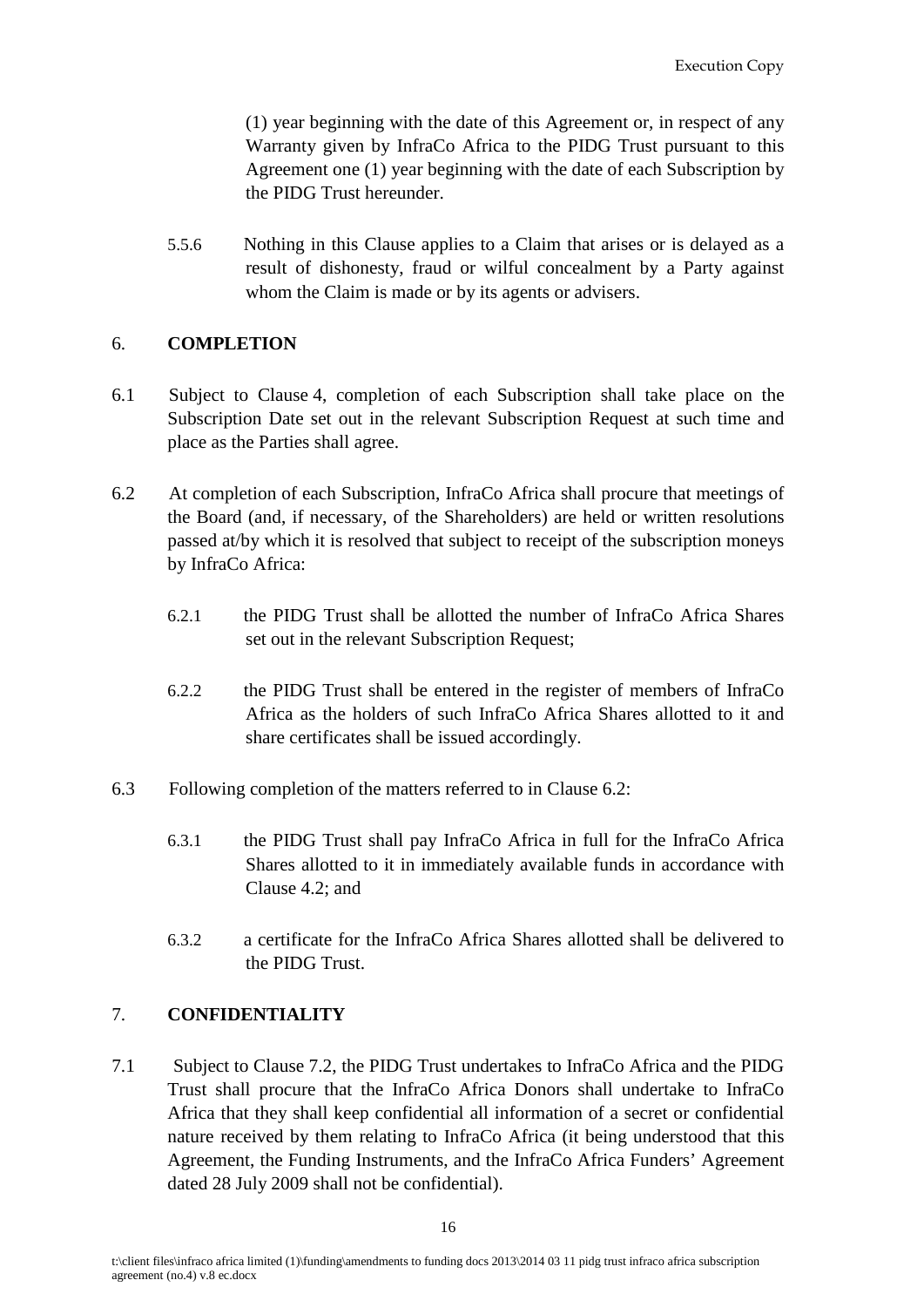(1) year beginning with the date of this Agreement or, in respect of any Warranty given by InfraCo Africa to the PIDG Trust pursuant to this Agreement one (1) year beginning with the date of each Subscription by the PIDG Trust hereunder.

5.5.6 Nothing in this Clause applies to a Claim that arises or is delayed as a result of dishonesty, fraud or wilful concealment by a Party against whom the Claim is made or by its agents or advisers.

## 6. COMPLETION

6.1 Subject to Clause 4, completion of each Subscription shall take place on the Subscription Date set out in the relevant Subscription Request at such time and place as the Parties shall agree.

6.2 At completion of each Subscription, InfraCo Africa shall procure that meetings of the Board (and, if necessary, of the Shareholders) are held or written resolutions passed at/by which it is resolved that subject to receipt of the subscription moneys by InfraCo Africa:

6.2.1 the PIDG Trust shall be allotted the number of InfraCo Africa Shares set out in the relevant Subscription Request;

6.2.2 the PIDG Trust shall be entered in the register of members of InfraCo Africa as the holders of such InfraCo Africa Shares allotted to it and share certificates shall be issued accordingly.

6.3 Following completion of the matters referred to in Clause 6.2:

6.3.1 the PIDG Trust shall pay InfraCo Africa in full for the InfraCo Africa Shares allotted to it in immediately available funds in accordance with Clause 4.2; and

6.3.2 a certificate for the InfraCo Africa Shares allotted shall be delivered to the PIDG Trust.

## 7. CONFIDENTIALITY

7.1 Subject to Clause 7.2, the PIDG Trust undertakes to InfraCo Africa and the PIDG Trust shall procure that the InfraCo Africa Donors shall undertake to InfraCo Africa that they shall keep confidential all information of a secret or confidential nature received by them relating to InfraCo Africa (it being understood that this Agreement, the Funding Instruments, and the InfraCo Africa Funders' Agreement dated 28 July 2009 shall not be confidential).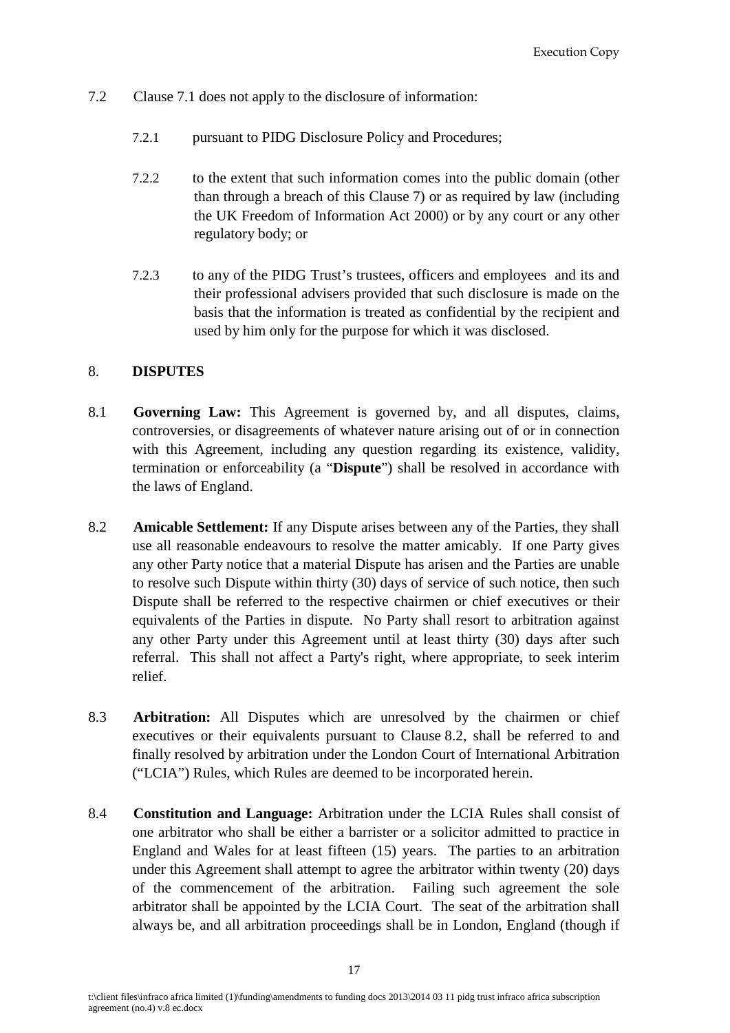7.2 Clause 7.1 does not apply to the disclosure of information:

7.2.1 pursuant to PIDG Disclosure Policy and Procedures;

7.2.2 to the extent that such information comes into the public domain (other than through a breach of this Clause 7) or as required by law (including the UK Freedom of Information Act 2000) or by any court or any other regulatory body; or

7.2.3 to any of the PIDG Trust's trustees, officers and employees and its and their professional advisers provided that such disclosure is made on the basis that the information is treated as confidential by the recipient and used by him only for the purpose for which it was disclosed.

## 8. DISPUTES

8.1 **Governing Law:** This Agreement is governed by, and all disputes, claims, controversies, or disagreements of whatever nature arising out of or in connection with this Agreement, including any question regarding its existence, validity, termination or enforceability (a "**Dispute**") shall be resolved in accordance with the laws of England.

8.2 **Amicable Settlement:** If any Dispute arises between any of the Parties, they shall use all reasonable endeavours to resolve the matter amicably. If one Party gives any other Party notice that a material Dispute has arisen and the Parties are unable to resolve such Dispute within thirty (30) days of service of such notice, then such Dispute shall be referred to the respective chairmen or chief executives or their equivalents of the Parties in dispute. No Party shall resort to arbitration against any other Party under this Agreement until at least thirty (30) days after such referral. This shall not affect a Party's right, where appropriate, to seek interim relief.

8.3 **Arbitration:** All Disputes which are unresolved by the chairmen or chief executives or their equivalents pursuant to Clause 8.2, shall be referred to and finally resolved by arbitration under the London Court of International Arbitration ("LCIA") Rules, which Rules are deemed to be incorporated herein.

8.4 **Constitution and Language:** Arbitration under the LCIA Rules shall consist of one arbitrator who shall be either a barrister or a solicitor admitted to practice in England and Wales for at least fifteen (15) years. The parties to an arbitration under this Agreement shall attempt to agree the arbitrator within twenty (20) days of the commencement of the arbitration. Failing such agreement the sole arbitrator shall be appointed by the LCIA Court. The seat of the arbitration shall always be, and all arbitration proceedings shall be in London, England (though if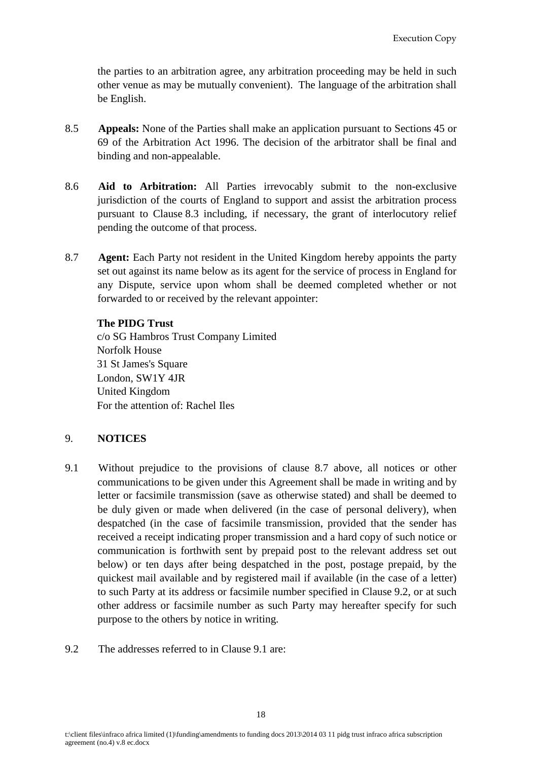the parties to an arbitration agree, any arbitration proceeding may be held in such other venue as may be mutually convenient). The language of the arbitration shall be English.

8.5 **Appeals:** None of the Parties shall make an application pursuant to Sections 45 or 69 of the Arbitration Act 1996. The decision of the arbitrator shall be final and binding and non-appealable.

8.6 **Aid to Arbitration:** All Parties irrevocably submit to the non-exclusive jurisdiction of the courts of England to support and assist the arbitration process pursuant to Clause 8.3 including, if necessary, the grant of interlocutory relief pending the outcome of that process.

8.7 **Agent:** Each Party not resident in the United Kingdom hereby appoints the party set out against its name below as its agent for the service of process in England for any Dispute, service upon whom shall be deemed completed whether or not forwarded to or received by the relevant appointer:

**The PIDG Trust**
c/o SG Hambros Trust Company Limited
Norfolk House
31 St James's Square
London, SW1Y 4JR
United Kingdom
For the attention of: Rachel Iles

## 9. NOTICES

9.1 Without prejudice to the provisions of clause 8.7 above, all notices or other communications to be given under this Agreement shall be made in writing and by letter or facsimile transmission (save as otherwise stated) and shall be deemed to be duly given or made when delivered (in the case of personal delivery), when despatched (in the case of facsimile transmission, provided that the sender has received a receipt indicating proper transmission and a hard copy of such notice or communication is forthwith sent by prepaid post to the relevant address set out below) or ten days after being despatched in the post, postage prepaid, by the quickest mail available and by registered mail if available (in the case of a letter) to such Party at its address or facsimile number specified in Clause 9.2, or at such other address or facsimile number as such Party may hereafter specify for such purpose to the others by notice in writing.

9.2 The addresses referred to in Clause 9.1 are: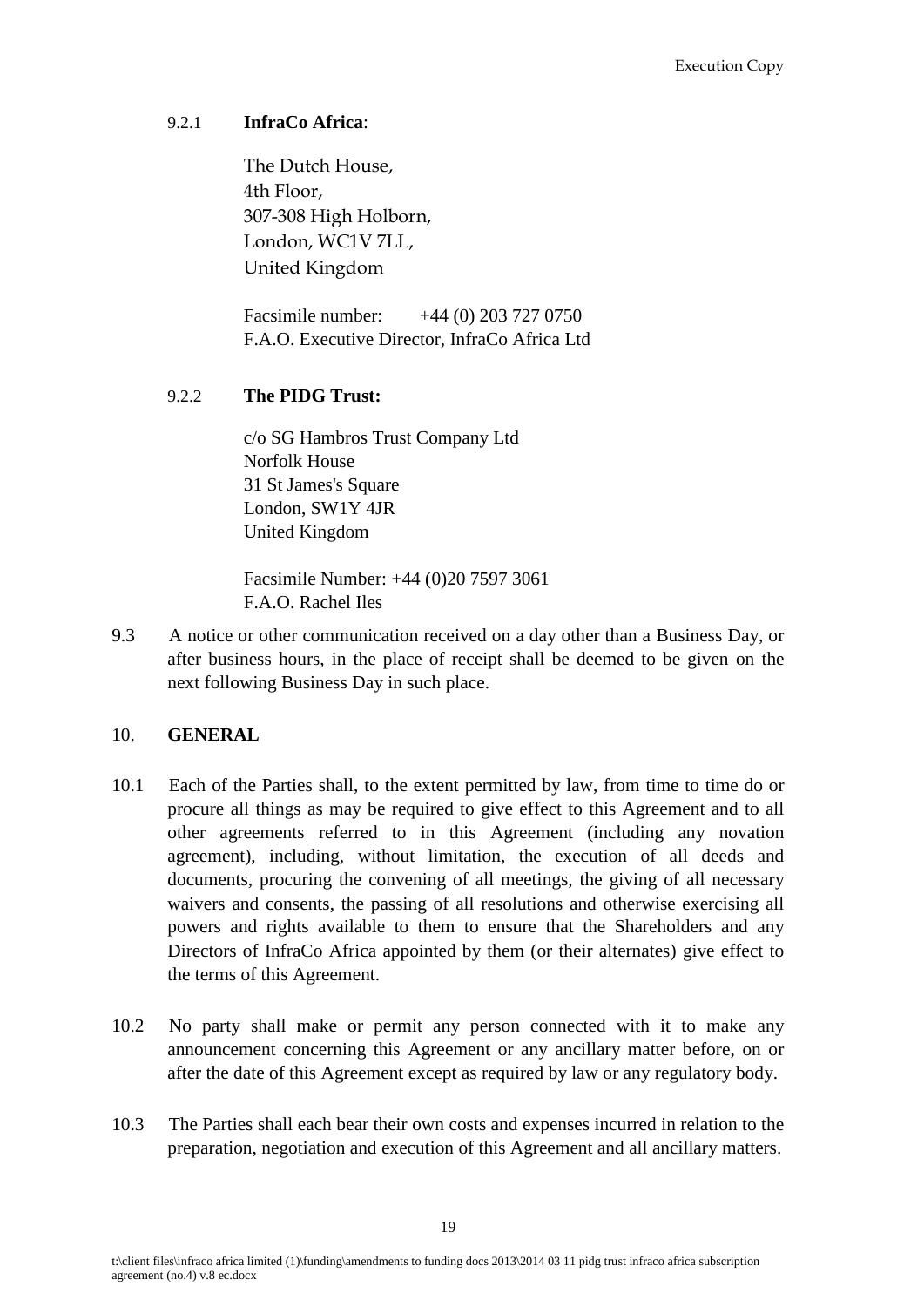9.2.1 **InfraCo Africa**:

The Dutch House,
4th Floor,
307-308 High Holborn,
London, WC1V 7LL,
United Kingdom

Facsimile number: +44 (0) 203 727 0750
F.A.O. Executive Director, InfraCo Africa Ltd

9.2.2 **The PIDG Trust:**

c/o SG Hambros Trust Company Ltd
Norfolk House
31 St James's Square
London, SW1Y 4JR
United Kingdom

Facsimile Number: +44 (0)20 7597 3061
F.A.O. Rachel Iles

9.3 A notice or other communication received on a day other than a Business Day, or after business hours, in the place of receipt shall be deemed to be given on the next following Business Day in such place.

## 10. GENERAL

10.1 Each of the Parties shall, to the extent permitted by law, from time to time do or procure all things as may be required to give effect to this Agreement and to all other agreements referred to in this Agreement (including any novation agreement), including, without limitation, the execution of all deeds and documents, procuring the convening of all meetings, the giving of all necessary waivers and consents, the passing of all resolutions and otherwise exercising all powers and rights available to them to ensure that the Shareholders and any Directors of InfraCo Africa appointed by them (or their alternates) give effect to the terms of this Agreement.

10.2 No party shall make or permit any person connected with it to make any announcement concerning this Agreement or any ancillary matter before, on or after the date of this Agreement except as required by law or any regulatory body.

10.3 The Parties shall each bear their own costs and expenses incurred in relation to the preparation, negotiation and execution of this Agreement and all ancillary matters.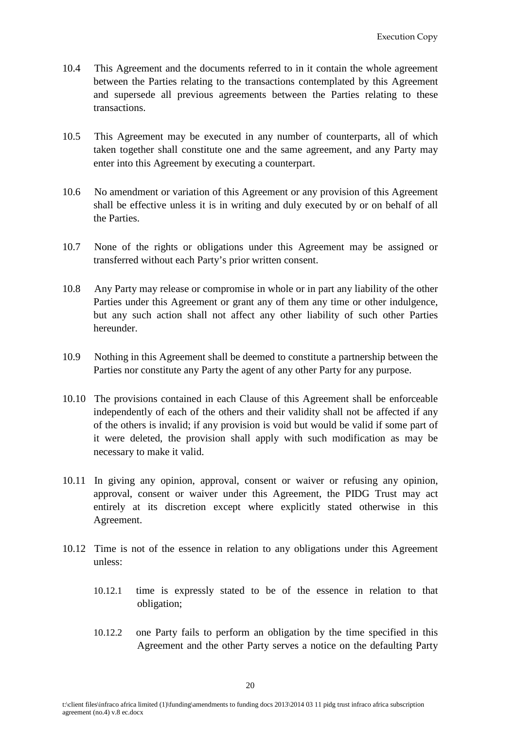10.4 This Agreement and the documents referred to in it contain the whole agreement between the Parties relating to the transactions contemplated by this Agreement and supersede all previous agreements between the Parties relating to these transactions.

10.5 This Agreement may be executed in any number of counterparts, all of which taken together shall constitute one and the same agreement, and any Party may enter into this Agreement by executing a counterpart.

10.6 No amendment or variation of this Agreement or any provision of this Agreement shall be effective unless it is in writing and duly executed by or on behalf of all the Parties.

10.7 None of the rights or obligations under this Agreement may be assigned or transferred without each Party's prior written consent.

10.8 Any Party may release or compromise in whole or in part any liability of the other Parties under this Agreement or grant any of them any time or other indulgence, but any such action shall not affect any other liability of such other Parties hereunder.

10.9 Nothing in this Agreement shall be deemed to constitute a partnership between the Parties nor constitute any Party the agent of any other Party for any purpose.

10.10 The provisions contained in each Clause of this Agreement shall be enforceable independently of each of the others and their validity shall not be affected if any of the others is invalid; if any provision is void but would be valid if some part of it were deleted, the provision shall apply with such modification as may be necessary to make it valid.

10.11 In giving any opinion, approval, consent or waiver or refusing any opinion, approval, consent or waiver under this Agreement, the PIDG Trust may act entirely at its discretion except where explicitly stated otherwise in this Agreement.

10.12 Time is not of the essence in relation to any obligations under this Agreement unless:

10.12.1 time is expressly stated to be of the essence in relation to that obligation;

10.12.2 one Party fails to perform an obligation by the time specified in this Agreement and the other Party serves a notice on the defaulting Party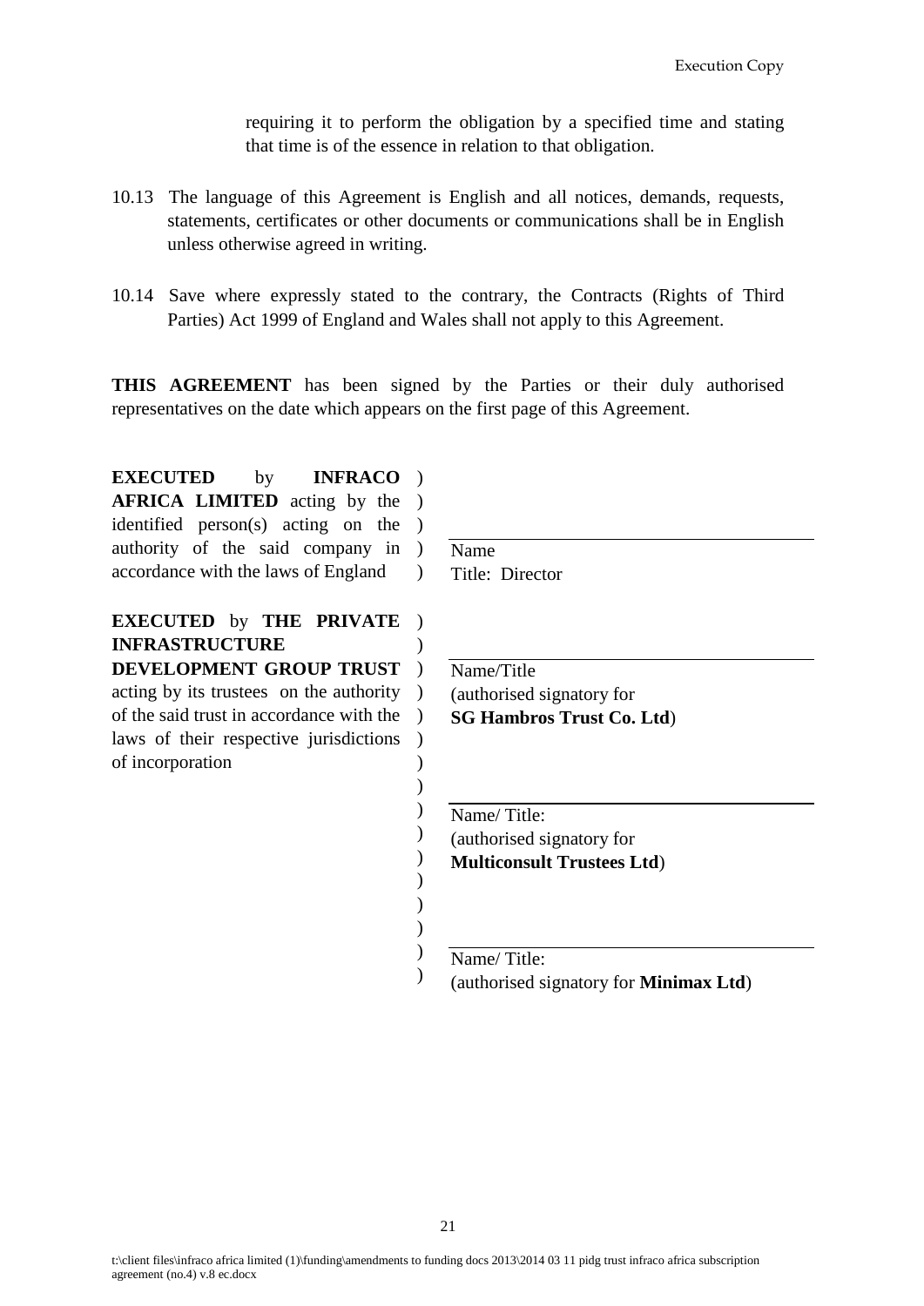requiring it to perform the obligation by a specified time and stating that time is of the essence in relation to that obligation.

10.13 The language of this Agreement is English and all notices, demands, requests, statements, certificates or other documents or communications shall be in English unless otherwise agreed in writing.

10.14 Save where expressly stated to the contrary, the Contracts (Rights of Third Parties) Act 1999 of England and Wales shall not apply to this Agreement.

**THIS AGREEMENT** has been signed by the Parties or their duly authorised representatives on the date which appears on the first page of this Agreement.

| | | |
|---|---|---|
| **EXECUTED** by **INFRACO AFRICA LIMITED** acting by the identified person(s) acting on the authority of the said company in accordance with the laws of England | ) ) ) ) ) | Name<br>Title: Director |
| **EXECUTED** by **THE PRIVATE INFRASTRUCTURE DEVELOPMENT GROUP TRUST** acting by its trustees on the authority of the said trust in accordance with the laws of their respective jurisdictions of incorporation | ) ) ) ) ) ) ) | Name/Title<br>(authorised signatory for **SG Hambros Trust Co. Ltd**) |
| | ) ) ) ) ) ) ) ) | Name/ Title:<br>(authorised signatory for **Multiconsult Trustees Ltd**) |
| | ) ) | Name/ Title:<br>(authorised signatory for **Minimax Ltd**) |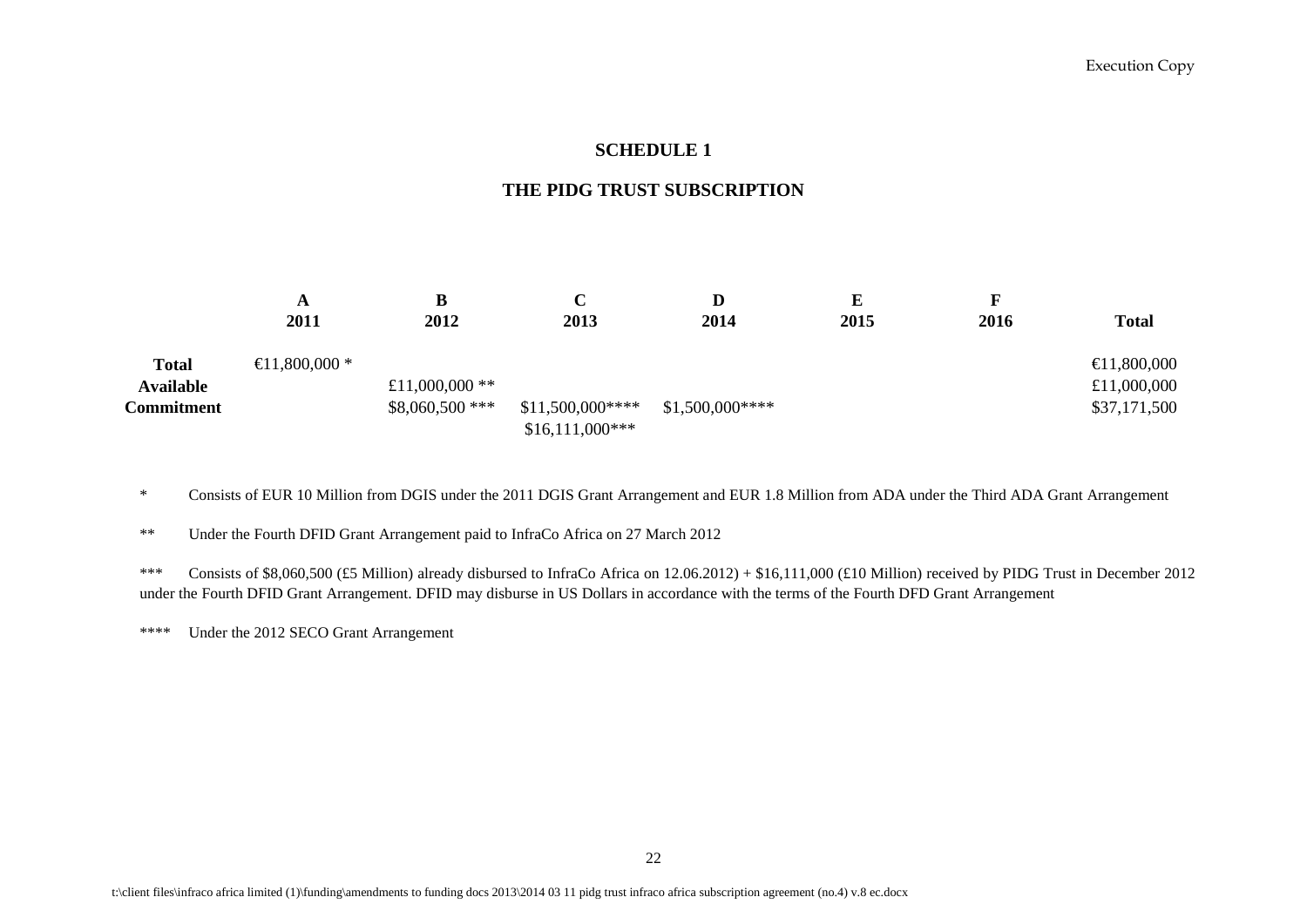## SCHEDULE 1

## THE PIDG TRUST SUBSCRIPTION

| | A<br>2011 | B<br>2012 | C<br>2013 | D<br>2014 | E<br>2015 | F<br>2016 | Total |
|---|---|---|---|---|---|---|---|
| **Total Available Commitment** | €11,800,000 * | | | | | | €11,800,000 |
| | | £11,000,000 ** | | | | | £11,000,000 |
| | | $8,060,500 *** | $11,500,000****<br>$16,111,000*** | $1,500,000**** | | | $37,171,500 |

\* Consists of EUR 10 Million from DGIS under the 2011 DGIS Grant Arrangement and EUR 1.8 Million from ADA under the Third ADA Grant Arrangement

** Under the Fourth DFID Grant Arrangement paid to InfraCo Africa on 27 March 2012

*** Consists of $8,060,500 (£5 Million) already disbursed to InfraCo Africa on 12.06.2012) + $16,111,000 (£10 Million) received by PIDG Trust in December 2012 under the Fourth DFID Grant Arrangement. DFID may disburse in US Dollars in accordance with the terms of the Fourth DFD Grant Arrangement

**** Under the 2012 SECO Grant Arrangement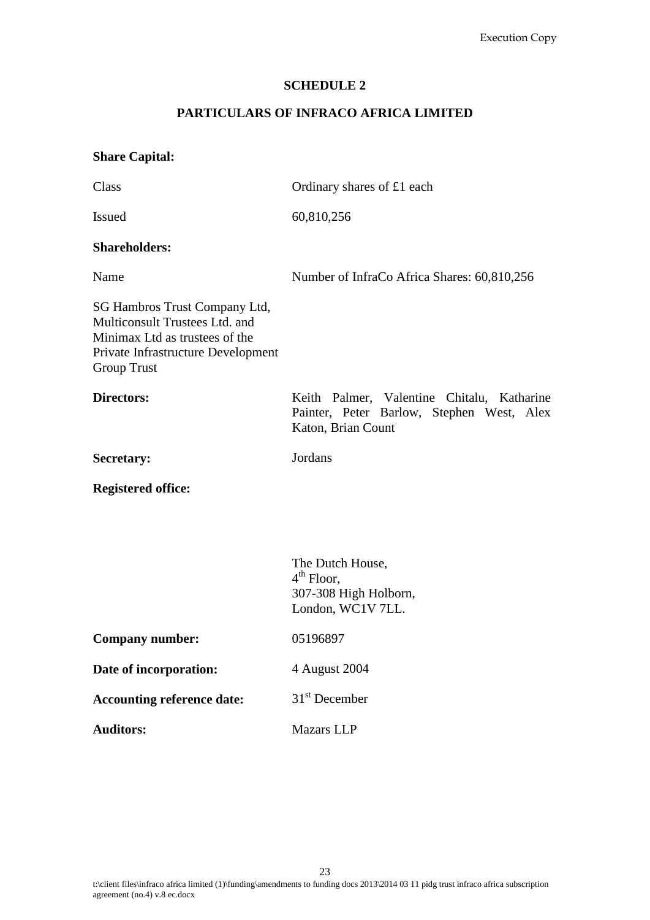## SCHEDULE 2

## PARTICULARS OF INFRACO AFRICA LIMITED

**Share Capital:**

| | |
|---|---|
| Class | Ordinary shares of £1 each |
| Issued | 60,810,256 |

**Shareholders:**

| | |
|---|---|
| Name | Number of InfraCo Africa Shares: 60,810,256 |
| SG Hambros Trust Company Ltd, Multiconsult Trustees Ltd. and Minimax Ltd as trustees of the Private Infrastructure Development Group Trust | |

| | |
|---|---|
| **Directors:** | Keith Palmer, Valentine Chitalu, Katharine Painter, Peter Barlow, Stephen West, Alex Katon, Brian Count |
| **Secretary:** | Jordans |
| **Registered office:** | The Dutch House, 4th Floor, 307-308 High Holborn, London, WC1V 7LL. |
| **Company number:** | 05196897 |
| **Date of incorporation:** | 4 August 2004 |
| **Accounting reference date:** | 31st December |
| **Auditors:** | Mazars LLP |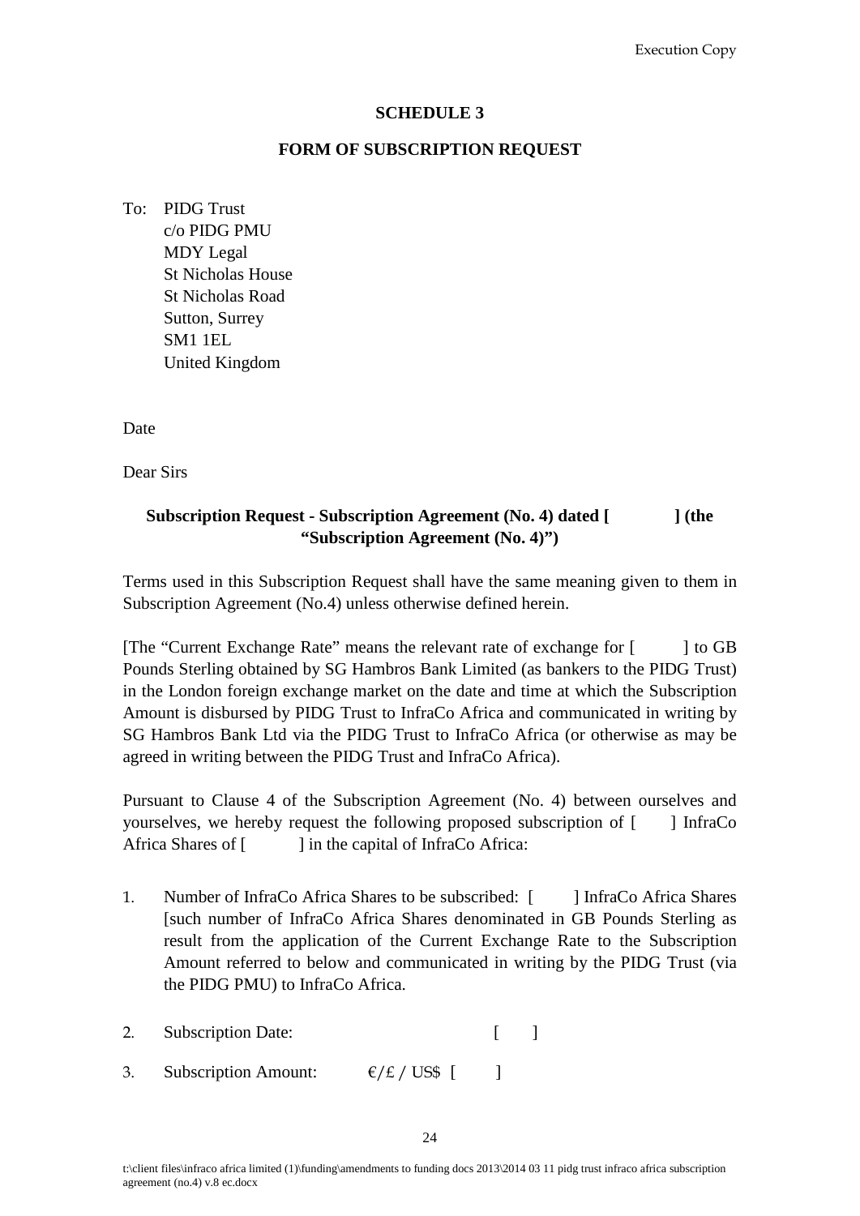Execution Copy

**SCHEDULE 3**

**FORM OF SUBSCRIPTION REQUEST**

To: PIDG Trust
c/o PIDG PMU
MDY Legal
St Nicholas House
St Nicholas Road
Sutton, Surrey
SM1 1EL
United Kingdom

Date

Dear Sirs

**Subscription Request - Subscription Agreement (No. 4) dated [ ] (the "Subscription Agreement (No. 4)")**

Terms used in this Subscription Request shall have the same meaning given to them in Subscription Agreement (No.4) unless otherwise defined herein.

[The "Current Exchange Rate" means the relevant rate of exchange for [ ] to GB Pounds Sterling obtained by SG Hambros Bank Limited (as bankers to the PIDG Trust) in the London foreign exchange market on the date and time at which the Subscription Amount is disbursed by PIDG Trust to InfraCo Africa and communicated in writing by SG Hambros Bank Ltd via the PIDG Trust to InfraCo Africa (or otherwise as may be agreed in writing between the PIDG Trust and InfraCo Africa).

Pursuant to Clause 4 of the Subscription Agreement (No. 4) between ourselves and yourselves, we hereby request the following proposed subscription of [ ] InfraCo Africa Shares of [ ] in the capital of InfraCo Africa:

1. Number of InfraCo Africa Shares to be subscribed: [ ] InfraCo Africa Shares [such number of InfraCo Africa Shares denominated in GB Pounds Sterling as result from the application of the Current Exchange Rate to the Subscription Amount referred to below and communicated in writing by the PIDG Trust (via the PIDG PMU) to InfraCo Africa.

2. Subscription Date: [ ]

3. Subscription Amount: €/£ / US$ [ ]

t:\client files\infraco africa limited (1)\funding\amendments to funding docs 2013\2014 03 11 pidg trust infraco africa subscription agreement (no.4) v.8 ec.docx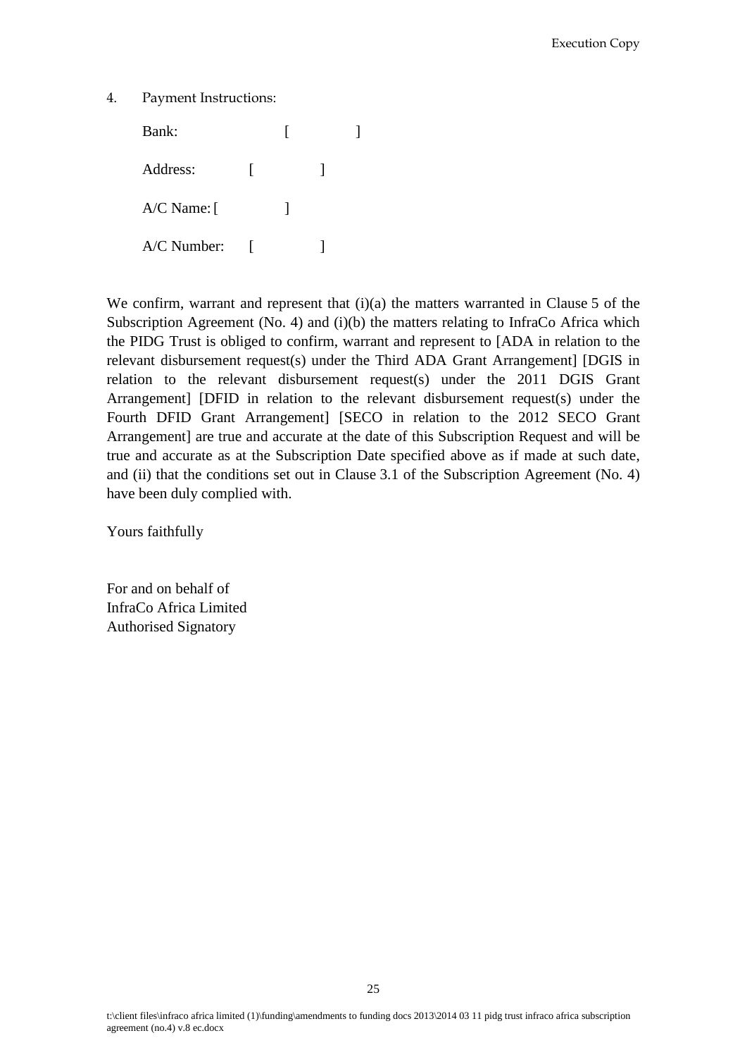4. Payment Instructions:

   Bank: [ ]

   Address: [ ]

   A/C Name: [ ]

   A/C Number: [ ]

We confirm, warrant and represent that (i)(a) the matters warranted in Clause 5 of the Subscription Agreement (No. 4) and (i)(b) the matters relating to InfraCo Africa which the PIDG Trust is obliged to confirm, warrant and represent to [ADA in relation to the relevant disbursement request(s) under the Third ADA Grant Arrangement] [DGIS in relation to the relevant disbursement request(s) under the 2011 DGIS Grant Arrangement] [DFID in relation to the relevant disbursement request(s) under the Fourth DFID Grant Arrangement] [SECO in relation to the 2012 SECO Grant Arrangement] are true and accurate at the date of this Subscription Request and will be true and accurate as at the Subscription Date specified above as if made at such date, and (ii) that the conditions set out in Clause 3.1 of the Subscription Agreement (No. 4) have been duly complied with.

Yours faithfully

For and on behalf of
InfraCo Africa Limited
Authorised Signatory